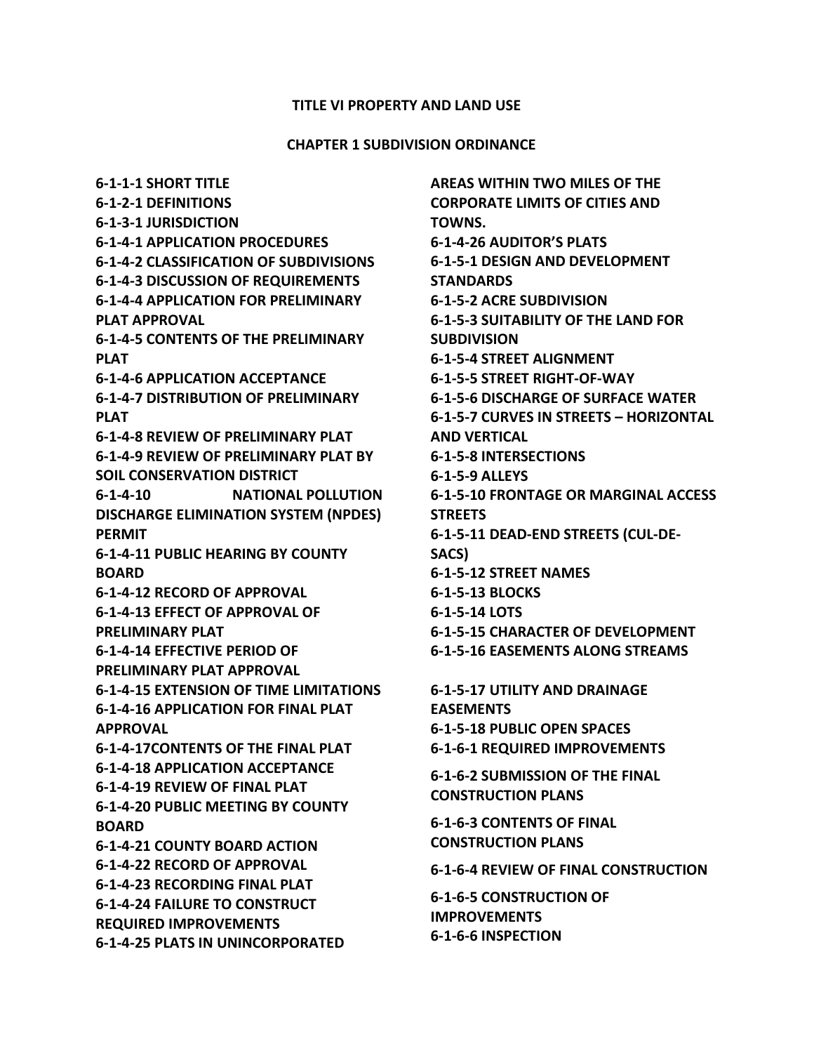# TITLE VI PROPERTY AND LAND USE

## CHAPTER 1 SUBDIVISION ORDINANCE

**6-1-1-1 SHORT TITLE**
**6-1-2-1 DEFINITIONS**
**6-1-3-1 JURISDICTION**
**6-1-4-1 APPLICATION PROCEDURES**
**6-1-4-2 CLASSIFICATION OF SUBDIVISIONS**
**6-1-4-3 DISCUSSION OF REQUIREMENTS**
**6-1-4-4 APPLICATION FOR PRELIMINARY PLAT APPROVAL**
**6-1-4-5 CONTENTS OF THE PRELIMINARY PLAT**
**6-1-4-6 APPLICATION ACCEPTANCE**
**6-1-4-7 DISTRIBUTION OF PRELIMINARY PLAT**
**6-1-4-8 REVIEW OF PRELIMINARY PLAT**
**6-1-4-9 REVIEW OF PRELIMINARY PLAT BY SOIL CONSERVATION DISTRICT**
**6-1-4-10 NATIONAL POLLUTION DISCHARGE ELIMINATION SYSTEM (NPDES) PERMIT**
**6-1-4-11 PUBLIC HEARING BY COUNTY BOARD**
**6-1-4-12 RECORD OF APPROVAL**
**6-1-4-13 EFFECT OF APPROVAL OF PRELIMINARY PLAT**
**6-1-4-14 EFFECTIVE PERIOD OF PRELIMINARY PLAT APPROVAL**
**6-1-4-15 EXTENSION OF TIME LIMITATIONS**
**6-1-4-16 APPLICATION FOR FINAL PLAT APPROVAL**
**6-1-4-17CONTENTS OF THE FINAL PLAT**
**6-1-4-18 APPLICATION ACCEPTANCE**
**6-1-4-19 REVIEW OF FINAL PLAT**
**6-1-4-20 PUBLIC MEETING BY COUNTY BOARD**
**6-1-4-21 COUNTY BOARD ACTION**
**6-1-4-22 RECORD OF APPROVAL**
**6-1-4-23 RECORDING FINAL PLAT**
**6-1-4-24 FAILURE TO CONSTRUCT REQUIRED IMPROVEMENTS**
**6-1-4-25 PLATS IN UNINCORPORATED AREAS WITHIN TWO MILES OF THE CORPORATE LIMITS OF CITIES AND TOWNS.**
**6-1-4-26 AUDITOR'S PLATS**
**6-1-5-1 DESIGN AND DEVELOPMENT STANDARDS**
**6-1-5-2 ACRE SUBDIVISION**
**6-1-5-3 SUITABILITY OF THE LAND FOR SUBDIVISION**
**6-1-5-4 STREET ALIGNMENT**
**6-1-5-5 STREET RIGHT-OF-WAY**
**6-1-5-6 DISCHARGE OF SURFACE WATER**
**6-1-5-7 CURVES IN STREETS – HORIZONTAL AND VERTICAL**
**6-1-5-8 INTERSECTIONS**
**6-1-5-9 ALLEYS**
**6-1-5-10 FRONTAGE OR MARGINAL ACCESS STREETS**
**6-1-5-11 DEAD-END STREETS (CUL-DE-SACS)**
**6-1-5-12 STREET NAMES**
**6-1-5-13 BLOCKS**
**6-1-5-14 LOTS**
**6-1-5-15 CHARACTER OF DEVELOPMENT**
**6-1-5-16 EASEMENTS ALONG STREAMS**
**6-1-5-17 UTILITY AND DRAINAGE EASEMENTS**
**6-1-5-18 PUBLIC OPEN SPACES**
**6-1-6-1 REQUIRED IMPROVEMENTS**
**6-1-6-2 SUBMISSION OF THE FINAL CONSTRUCTION PLANS**
**6-1-6-3 CONTENTS OF FINAL CONSTRUCTION PLANS**
**6-1-6-4 REVIEW OF FINAL CONSTRUCTION**
**6-1-6-5 CONSTRUCTION OF IMPROVEMENTS**
**6-1-6-6 INSPECTION**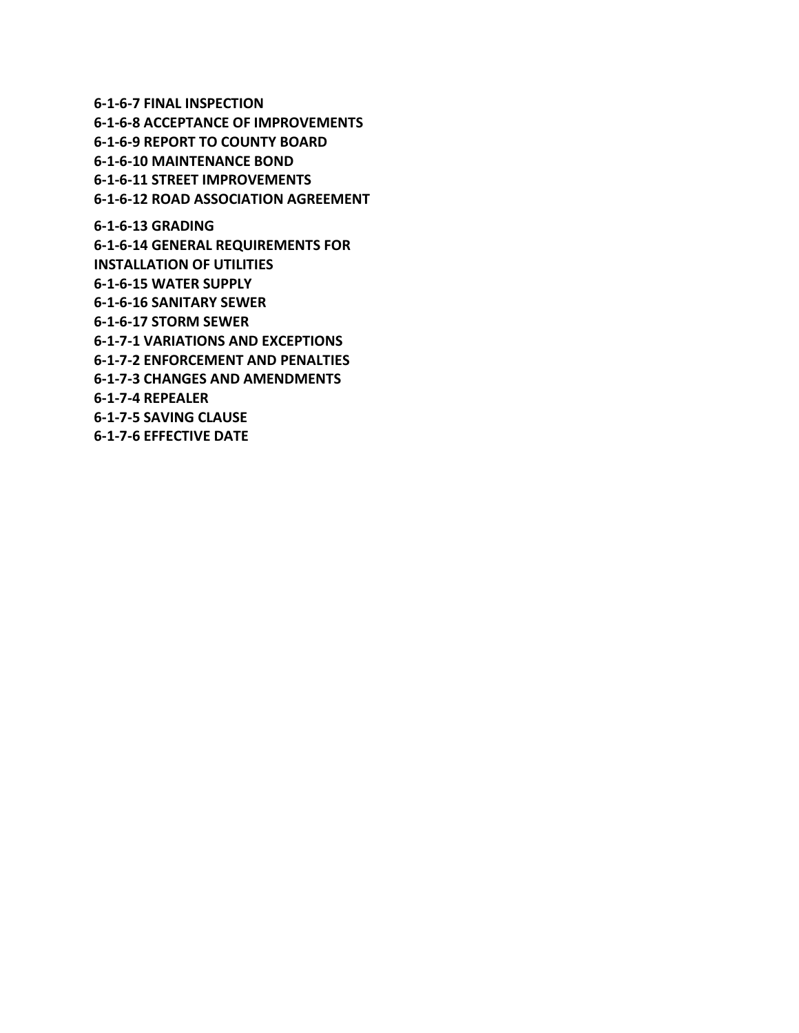**6-1-6-7 FINAL INSPECTION**
**6-1-6-8 ACCEPTANCE OF IMPROVEMENTS**
**6-1-6-9 REPORT TO COUNTY BOARD**
**6-1-6-10 MAINTENANCE BOND**
**6-1-6-11 STREET IMPROVEMENTS**
**6-1-6-12 ROAD ASSOCIATION AGREEMENT**

**6-1-6-13 GRADING**
**6-1-6-14 GENERAL REQUIREMENTS FOR INSTALLATION OF UTILITIES**
**6-1-6-15 WATER SUPPLY**
**6-1-6-16 SANITARY SEWER**
**6-1-6-17 STORM SEWER**
**6-1-7-1 VARIATIONS AND EXCEPTIONS**
**6-1-7-2 ENFORCEMENT AND PENALTIES**
**6-1-7-3 CHANGES AND AMENDMENTS**
**6-1-7-4 REPEALER**
**6-1-7-5 SAVING CLAUSE**
**6-1-7-6 EFFECTIVE DATE**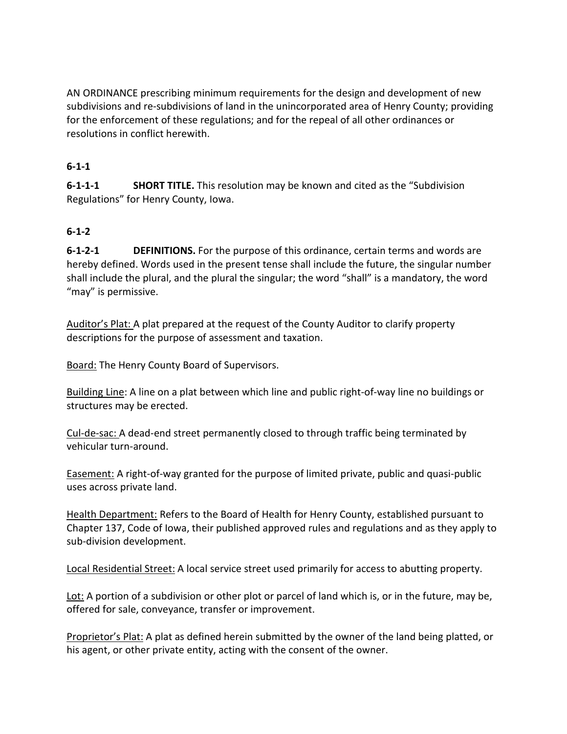AN ORDINANCE prescribing minimum requirements for the design and development of new subdivisions and re-subdivisions of land in the unincorporated area of Henry County; providing for the enforcement of these regulations; and for the repeal of all other ordinances or resolutions in conflict herewith.

**6-1-1**

**6-1-1-1 SHORT TITLE.** This resolution may be known and cited as the "Subdivision Regulations" for Henry County, Iowa.

**6-1-2**

**6-1-2-1 DEFINITIONS.** For the purpose of this ordinance, certain terms and words are hereby defined. Words used in the present tense shall include the future, the singular number shall include the plural, and the plural the singular; the word "shall" is a mandatory, the word "may" is permissive.

<u>Auditor's Plat:</u> A plat prepared at the request of the County Auditor to clarify property descriptions for the purpose of assessment and taxation.

<u>Board:</u> The Henry County Board of Supervisors.

<u>Building Line</u>: A line on a plat between which line and public right-of-way line no buildings or structures may be erected.

<u>Cul-de-sac:</u> A dead-end street permanently closed to through traffic being terminated by vehicular turn-around.

<u>Easement:</u> A right-of-way granted for the purpose of limited private, public and quasi-public uses across private land.

<u>Health Department:</u> Refers to the Board of Health for Henry County, established pursuant to Chapter 137, Code of Iowa, their published approved rules and regulations and as they apply to sub-division development.

<u>Local Residential Street:</u> A local service street used primarily for access to abutting property.

<u>Lot:</u> A portion of a subdivision or other plot or parcel of land which is, or in the future, may be, offered for sale, conveyance, transfer or improvement.

<u>Proprietor's Plat:</u> A plat as defined herein submitted by the owner of the land being platted, or his agent, or other private entity, acting with the consent of the owner.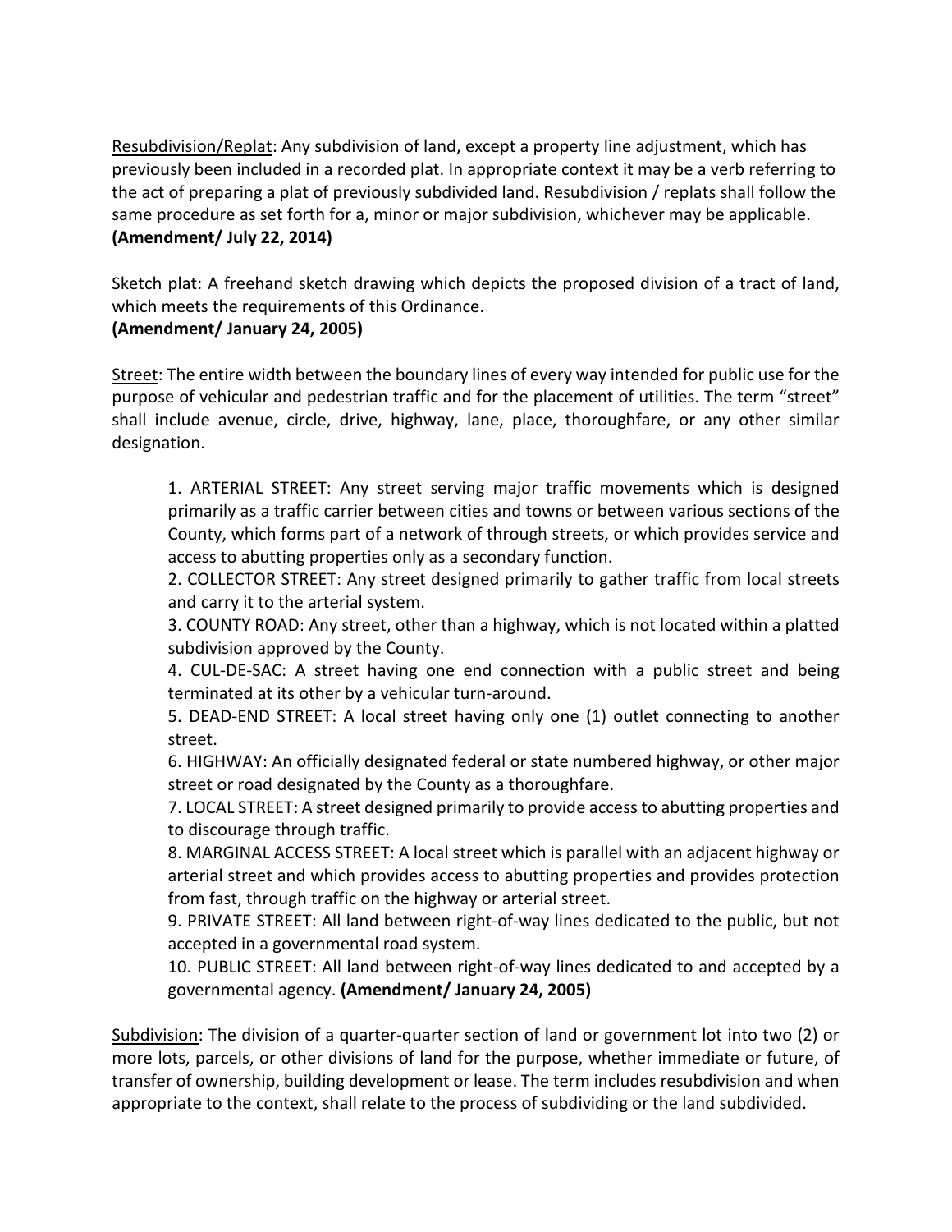<u>Resubdivision/Replat</u>: Any subdivision of land, except a property line adjustment, which has previously been included in a recorded plat. In appropriate context it may be a verb referring to the act of preparing a plat of previously subdivided land. Resubdivision / replats shall follow the same procedure as set forth for a, minor or major subdivision, whichever may be applicable.
**(Amendment/ July 22, 2014)**

<u>Sketch plat</u>: A freehand sketch drawing which depicts the proposed division of a tract of land, which meets the requirements of this Ordinance.
**(Amendment/ January 24, 2005)**

<u>Street</u>: The entire width between the boundary lines of every way intended for public use for the purpose of vehicular and pedestrian traffic and for the placement of utilities. The term "street" shall include avenue, circle, drive, highway, lane, place, thoroughfare, or any other similar designation.

1. ARTERIAL STREET: Any street serving major traffic movements which is designed primarily as a traffic carrier between cities and towns or between various sections of the County, which forms part of a network of through streets, or which provides service and access to abutting properties only as a secondary function.
2. COLLECTOR STREET: Any street designed primarily to gather traffic from local streets and carry it to the arterial system.
3. COUNTY ROAD: Any street, other than a highway, which is not located within a platted subdivision approved by the County.
4. CUL-DE-SAC: A street having one end connection with a public street and being terminated at its other by a vehicular turn-around.
5. DEAD-END STREET: A local street having only one (1) outlet connecting to another street.
6. HIGHWAY: An officially designated federal or state numbered highway, or other major street or road designated by the County as a thoroughfare.
7. LOCAL STREET: A street designed primarily to provide access to abutting properties and to discourage through traffic.
8. MARGINAL ACCESS STREET: A local street which is parallel with an adjacent highway or arterial street and which provides access to abutting properties and provides protection from fast, through traffic on the highway or arterial street.
9. PRIVATE STREET: All land between right-of-way lines dedicated to the public, but not accepted in a governmental road system.
10. PUBLIC STREET: All land between right-of-way lines dedicated to and accepted by a governmental agency. **(Amendment/ January 24, 2005)**

<u>Subdivision</u>: The division of a quarter-quarter section of land or government lot into two (2) or more lots, parcels, or other divisions of land for the purpose, whether immediate or future, of transfer of ownership, building development or lease. The term includes resubdivision and when appropriate to the context, shall relate to the process of subdividing or the land subdivided.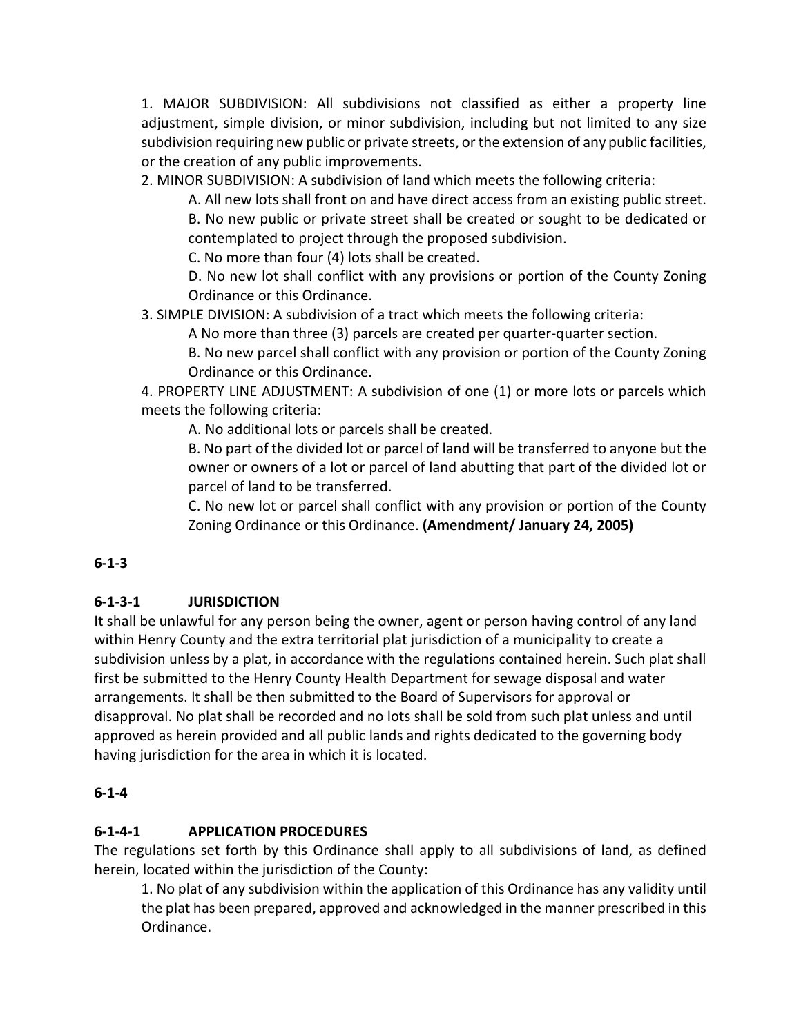1. MAJOR SUBDIVISION: All subdivisions not classified as either a property line adjustment, simple division, or minor subdivision, including but not limited to any size subdivision requiring new public or private streets, or the extension of any public facilities, or the creation of any public improvements.

2. MINOR SUBDIVISION: A subdivision of land which meets the following criteria:

   A. All new lots shall front on and have direct access from an existing public street.

   B. No new public or private street shall be created or sought to be dedicated or contemplated to project through the proposed subdivision.

   C. No more than four (4) lots shall be created.

   D. No new lot shall conflict with any provisions or portion of the County Zoning Ordinance or this Ordinance.

3. SIMPLE DIVISION: A subdivision of a tract which meets the following criteria:

   A No more than three (3) parcels are created per quarter-quarter section.

   B. No new parcel shall conflict with any provision or portion of the County Zoning Ordinance or this Ordinance.

4. PROPERTY LINE ADJUSTMENT: A subdivision of one (1) or more lots or parcels which meets the following criteria:

   A. No additional lots or parcels shall be created.

   B. No part of the divided lot or parcel of land will be transferred to anyone but the owner or owners of a lot or parcel of land abutting that part of the divided lot or parcel of land to be transferred.

   C. No new lot or parcel shall conflict with any provision or portion of the County Zoning Ordinance or this Ordinance. **(Amendment/ January 24, 2005)**

**6-1-3**

**6-1-3-1 JURISDICTION**

It shall be unlawful for any person being the owner, agent or person having control of any land within Henry County and the extra territorial plat jurisdiction of a municipality to create a subdivision unless by a plat, in accordance with the regulations contained herein. Such plat shall first be submitted to the Henry County Health Department for sewage disposal and water arrangements. It shall be then submitted to the Board of Supervisors for approval or disapproval. No plat shall be recorded and no lots shall be sold from such plat unless and until approved as herein provided and all public lands and rights dedicated to the governing body having jurisdiction for the area in which it is located.

**6-1-4**

**6-1-4-1 APPLICATION PROCEDURES**

The regulations set forth by this Ordinance shall apply to all subdivisions of land, as defined herein, located within the jurisdiction of the County:

1. No plat of any subdivision within the application of this Ordinance has any validity until the plat has been prepared, approved and acknowledged in the manner prescribed in this Ordinance.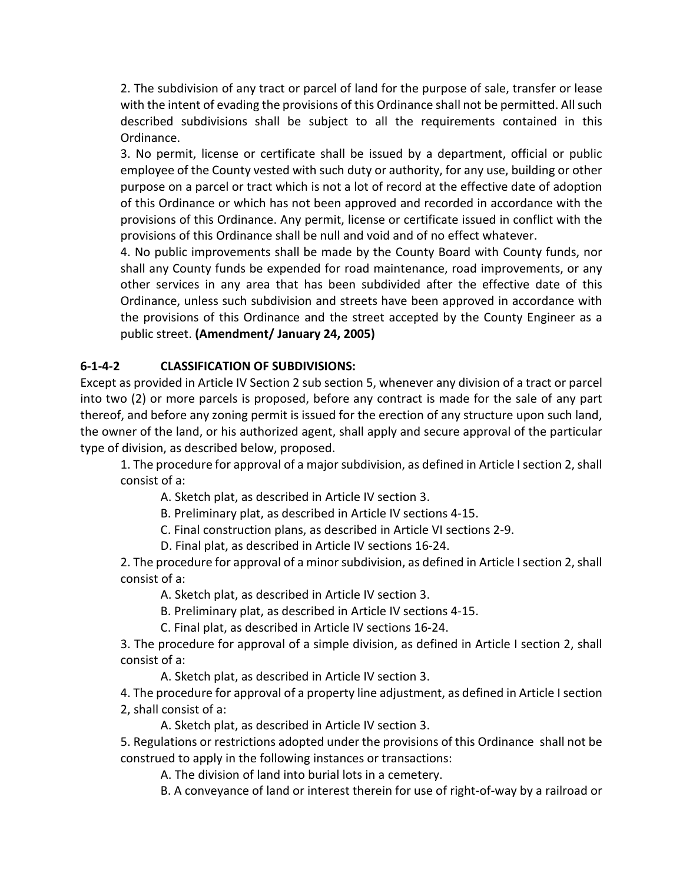2. The subdivision of any tract or parcel of land for the purpose of sale, transfer or lease with the intent of evading the provisions of this Ordinance shall not be permitted. All such described subdivisions shall be subject to all the requirements contained in this Ordinance.

3. No permit, license or certificate shall be issued by a department, official or public employee of the County vested with such duty or authority, for any use, building or other purpose on a parcel or tract which is not a lot of record at the effective date of adoption of this Ordinance or which has not been approved and recorded in accordance with the provisions of this Ordinance. Any permit, license or certificate issued in conflict with the provisions of this Ordinance shall be null and void and of no effect whatever.

4. No public improvements shall be made by the County Board with County funds, nor shall any County funds be expended for road maintenance, road improvements, or any other services in any area that has been subdivided after the effective date of this Ordinance, unless such subdivision and streets have been approved in accordance with the provisions of this Ordinance and the street accepted by the County Engineer as a public street. **(Amendment/ January 24, 2005)**

### 6-1-4-2 CLASSIFICATION OF SUBDIVISIONS:

Except as provided in Article IV Section 2 sub section 5, whenever any division of a tract or parcel into two (2) or more parcels is proposed, before any contract is made for the sale of any part thereof, and before any zoning permit is issued for the erection of any structure upon such land, the owner of the land, or his authorized agent, shall apply and secure approval of the particular type of division, as described below, proposed.

1. The procedure for approval of a major subdivision, as defined in Article I section 2, shall consist of a:
   - A. Sketch plat, as described in Article IV section 3.
   - B. Preliminary plat, as described in Article IV sections 4-15.
   - C. Final construction plans, as described in Article VI sections 2-9.
   - D. Final plat, as described in Article IV sections 16-24.

2. The procedure for approval of a minor subdivision, as defined in Article I section 2, shall consist of a:
   - A. Sketch plat, as described in Article IV section 3.
   - B. Preliminary plat, as described in Article IV sections 4-15.
   - C. Final plat, as described in Article IV sections 16-24.

3. The procedure for approval of a simple division, as defined in Article I section 2, shall consist of a:
   - A. Sketch plat, as described in Article IV section 3.

4. The procedure for approval of a property line adjustment, as defined in Article I section 2, shall consist of a:
   - A. Sketch plat, as described in Article IV section 3.

5. Regulations or restrictions adopted under the provisions of this Ordinance shall not be construed to apply in the following instances or transactions:
   - A. The division of land into burial lots in a cemetery.
   - B. A conveyance of land or interest therein for use of right-of-way by a railroad or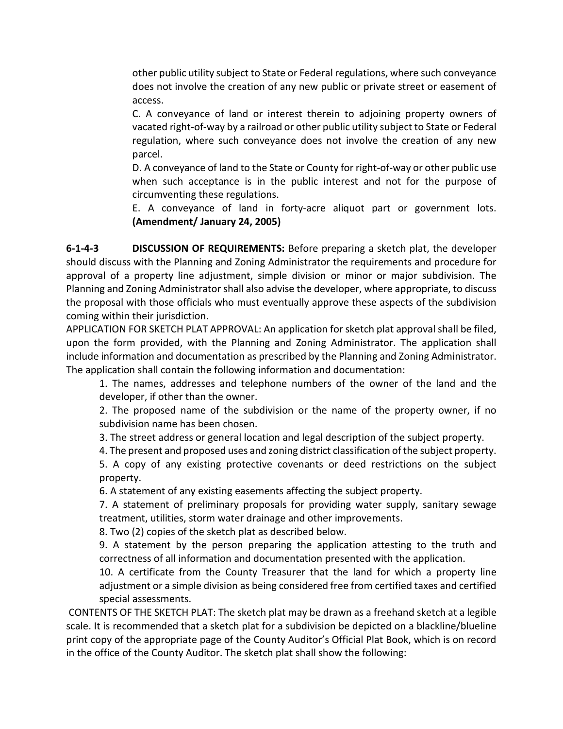other public utility subject to State or Federal regulations, where such conveyance does not involve the creation of any new public or private street or easement of access.

C. A conveyance of land or interest therein to adjoining property owners of vacated right-of-way by a railroad or other public utility subject to State or Federal regulation, where such conveyance does not involve the creation of any new parcel.

D. A conveyance of land to the State or County for right-of-way or other public use when such acceptance is in the public interest and not for the purpose of circumventing these regulations.

E. A conveyance of land in forty-acre aliquot part or government lots. **(Amendment/ January 24, 2005)**

**6-1-4-3 DISCUSSION OF REQUIREMENTS:** Before preparing a sketch plat, the developer should discuss with the Planning and Zoning Administrator the requirements and procedure for approval of a property line adjustment, simple division or minor or major subdivision. The Planning and Zoning Administrator shall also advise the developer, where appropriate, to discuss the proposal with those officials who must eventually approve these aspects of the subdivision coming within their jurisdiction.

APPLICATION FOR SKETCH PLAT APPROVAL: An application for sketch plat approval shall be filed, upon the form provided, with the Planning and Zoning Administrator. The application shall include information and documentation as prescribed by the Planning and Zoning Administrator. The application shall contain the following information and documentation:

1. The names, addresses and telephone numbers of the owner of the land and the developer, if other than the owner.
2. The proposed name of the subdivision or the name of the property owner, if no subdivision name has been chosen.
3. The street address or general location and legal description of the subject property.
4. The present and proposed uses and zoning district classification of the subject property.
5. A copy of any existing protective covenants or deed restrictions on the subject property.
6. A statement of any existing easements affecting the subject property.
7. A statement of preliminary proposals for providing water supply, sanitary sewage treatment, utilities, storm water drainage and other improvements.
8. Two (2) copies of the sketch plat as described below.
9. A statement by the person preparing the application attesting to the truth and correctness of all information and documentation presented with the application.
10. A certificate from the County Treasurer that the land for which a property line adjustment or a simple division as being considered free from certified taxes and certified special assessments.

CONTENTS OF THE SKETCH PLAT: The sketch plat may be drawn as a freehand sketch at a legible scale. It is recommended that a sketch plat for a subdivision be depicted on a blackline/blueline print copy of the appropriate page of the County Auditor's Official Plat Book, which is on record in the office of the County Auditor. The sketch plat shall show the following: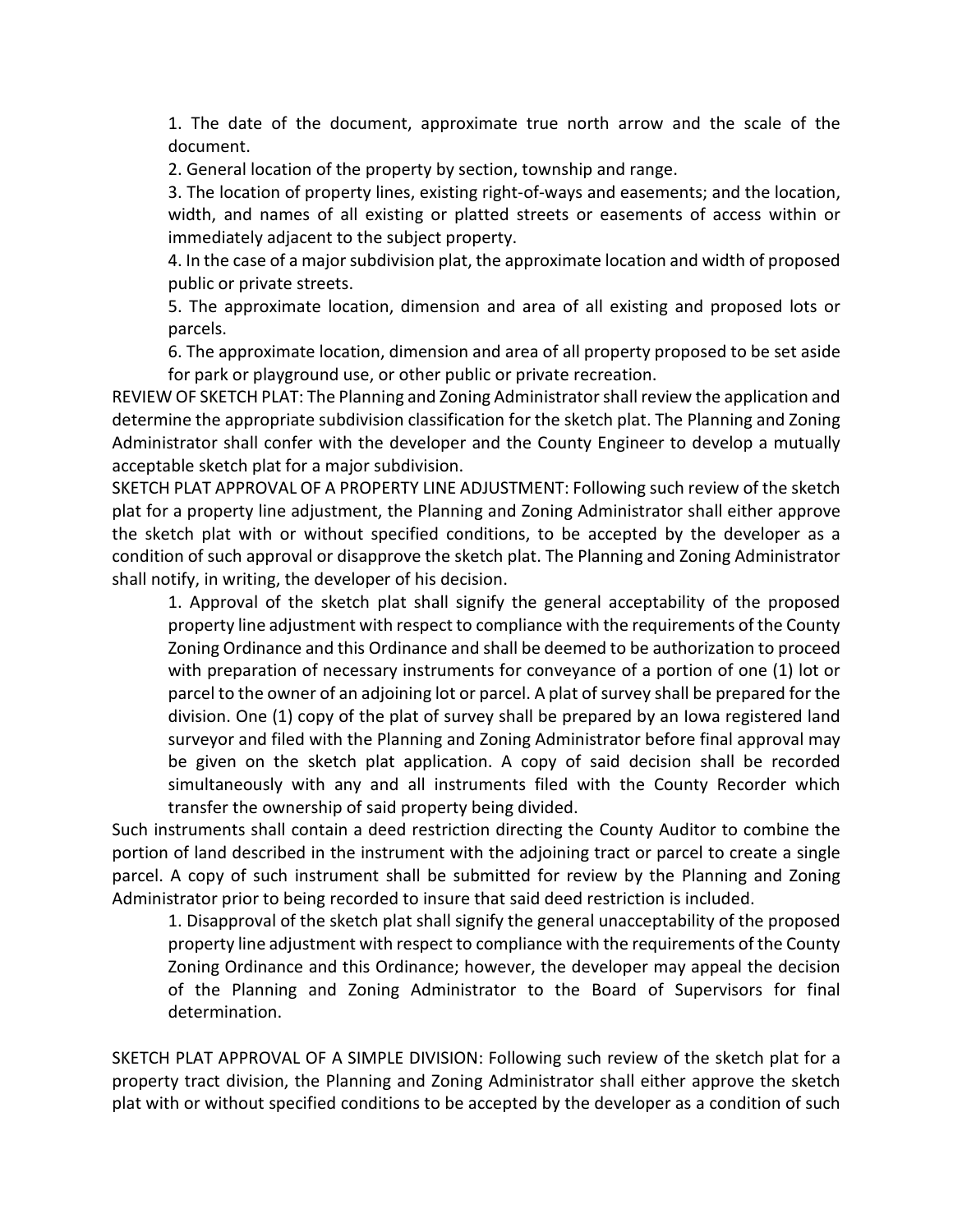1. The date of the document, approximate true north arrow and the scale of the document.
2. General location of the property by section, township and range.
3. The location of property lines, existing right-of-ways and easements; and the location, width, and names of all existing or platted streets or easements of access within or immediately adjacent to the subject property.
4. In the case of a major subdivision plat, the approximate location and width of proposed public or private streets.
5. The approximate location, dimension and area of all existing and proposed lots or parcels.
6. The approximate location, dimension and area of all property proposed to be set aside for park or playground use, or other public or private recreation.

REVIEW OF SKETCH PLAT: The Planning and Zoning Administrator shall review the application and determine the appropriate subdivision classification for the sketch plat. The Planning and Zoning Administrator shall confer with the developer and the County Engineer to develop a mutually acceptable sketch plat for a major subdivision.

SKETCH PLAT APPROVAL OF A PROPERTY LINE ADJUSTMENT: Following such review of the sketch plat for a property line adjustment, the Planning and Zoning Administrator shall either approve the sketch plat with or without specified conditions, to be accepted by the developer as a condition of such approval or disapprove the sketch plat. The Planning and Zoning Administrator shall notify, in writing, the developer of his decision.

1. Approval of the sketch plat shall signify the general acceptability of the proposed property line adjustment with respect to compliance with the requirements of the County Zoning Ordinance and this Ordinance and shall be deemed to be authorization to proceed with preparation of necessary instruments for conveyance of a portion of one (1) lot or parcel to the owner of an adjoining lot or parcel. A plat of survey shall be prepared for the division. One (1) copy of the plat of survey shall be prepared by an Iowa registered land surveyor and filed with the Planning and Zoning Administrator before final approval may be given on the sketch plat application. A copy of said decision shall be recorded simultaneously with any and all instruments filed with the County Recorder which transfer the ownership of said property being divided.

Such instruments shall contain a deed restriction directing the County Auditor to combine the portion of land described in the instrument with the adjoining tract or parcel to create a single parcel. A copy of such instrument shall be submitted for review by the Planning and Zoning Administrator prior to being recorded to insure that said deed restriction is included.

1. Disapproval of the sketch plat shall signify the general unacceptability of the proposed property line adjustment with respect to compliance with the requirements of the County Zoning Ordinance and this Ordinance; however, the developer may appeal the decision of the Planning and Zoning Administrator to the Board of Supervisors for final determination.

SKETCH PLAT APPROVAL OF A SIMPLE DIVISION: Following such review of the sketch plat for a property tract division, the Planning and Zoning Administrator shall either approve the sketch plat with or without specified conditions to be accepted by the developer as a condition of such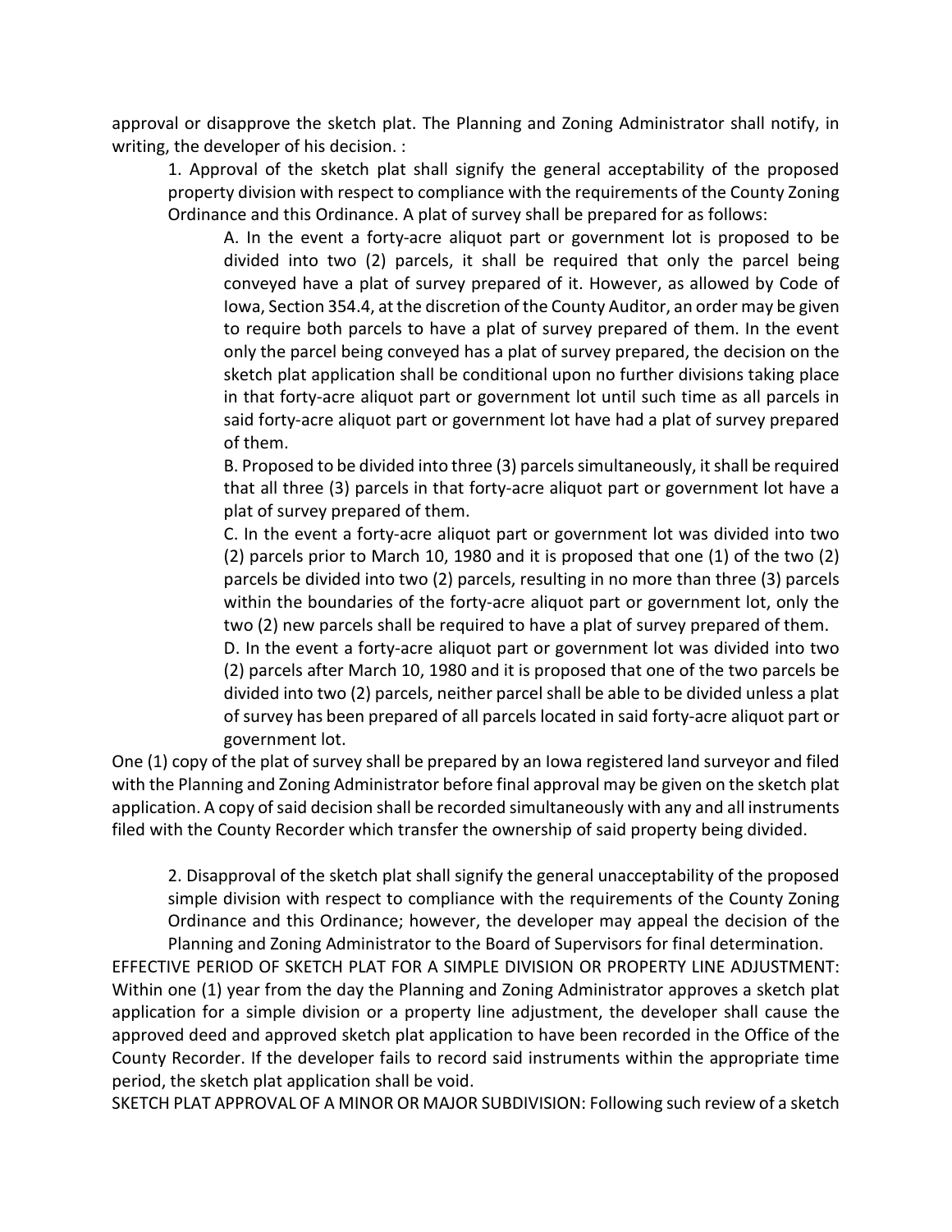approval or disapprove the sketch plat. The Planning and Zoning Administrator shall notify, in writing, the developer of his decision. :

1. Approval of the sketch plat shall signify the general acceptability of the proposed property division with respect to compliance with the requirements of the County Zoning Ordinance and this Ordinance. A plat of survey shall be prepared for as follows:

    A. In the event a forty-acre aliquot part or government lot is proposed to be divided into two (2) parcels, it shall be required that only the parcel being conveyed have a plat of survey prepared of it. However, as allowed by Code of Iowa, Section 354.4, at the discretion of the County Auditor, an order may be given to require both parcels to have a plat of survey prepared of them. In the event only the parcel being conveyed has a plat of survey prepared, the decision on the sketch plat application shall be conditional upon no further divisions taking place in that forty-acre aliquot part or government lot until such time as all parcels in said forty-acre aliquot part or government lot have had a plat of survey prepared of them.

    B. Proposed to be divided into three (3) parcels simultaneously, it shall be required that all three (3) parcels in that forty-acre aliquot part or government lot have a plat of survey prepared of them.

    C. In the event a forty-acre aliquot part or government lot was divided into two (2) parcels prior to March 10, 1980 and it is proposed that one (1) of the two (2) parcels be divided into two (2) parcels, resulting in no more than three (3) parcels within the boundaries of the forty-acre aliquot part or government lot, only the two (2) new parcels shall be required to have a plat of survey prepared of them.

    D. In the event a forty-acre aliquot part or government lot was divided into two (2) parcels after March 10, 1980 and it is proposed that one of the two parcels be divided into two (2) parcels, neither parcel shall be able to be divided unless a plat of survey has been prepared of all parcels located in said forty-acre aliquot part or government lot.

One (1) copy of the plat of survey shall be prepared by an Iowa registered land surveyor and filed with the Planning and Zoning Administrator before final approval may be given on the sketch plat application. A copy of said decision shall be recorded simultaneously with any and all instruments filed with the County Recorder which transfer the ownership of said property being divided.

2. Disapproval of the sketch plat shall signify the general unacceptability of the proposed simple division with respect to compliance with the requirements of the County Zoning Ordinance and this Ordinance; however, the developer may appeal the decision of the Planning and Zoning Administrator to the Board of Supervisors for final determination.

EFFECTIVE PERIOD OF SKETCH PLAT FOR A SIMPLE DIVISION OR PROPERTY LINE ADJUSTMENT: Within one (1) year from the day the Planning and Zoning Administrator approves a sketch plat application for a simple division or a property line adjustment, the developer shall cause the approved deed and approved sketch plat application to have been recorded in the Office of the County Recorder. If the developer fails to record said instruments within the appropriate time period, the sketch plat application shall be void.

SKETCH PLAT APPROVAL OF A MINOR OR MAJOR SUBDIVISION: Following such review of a sketch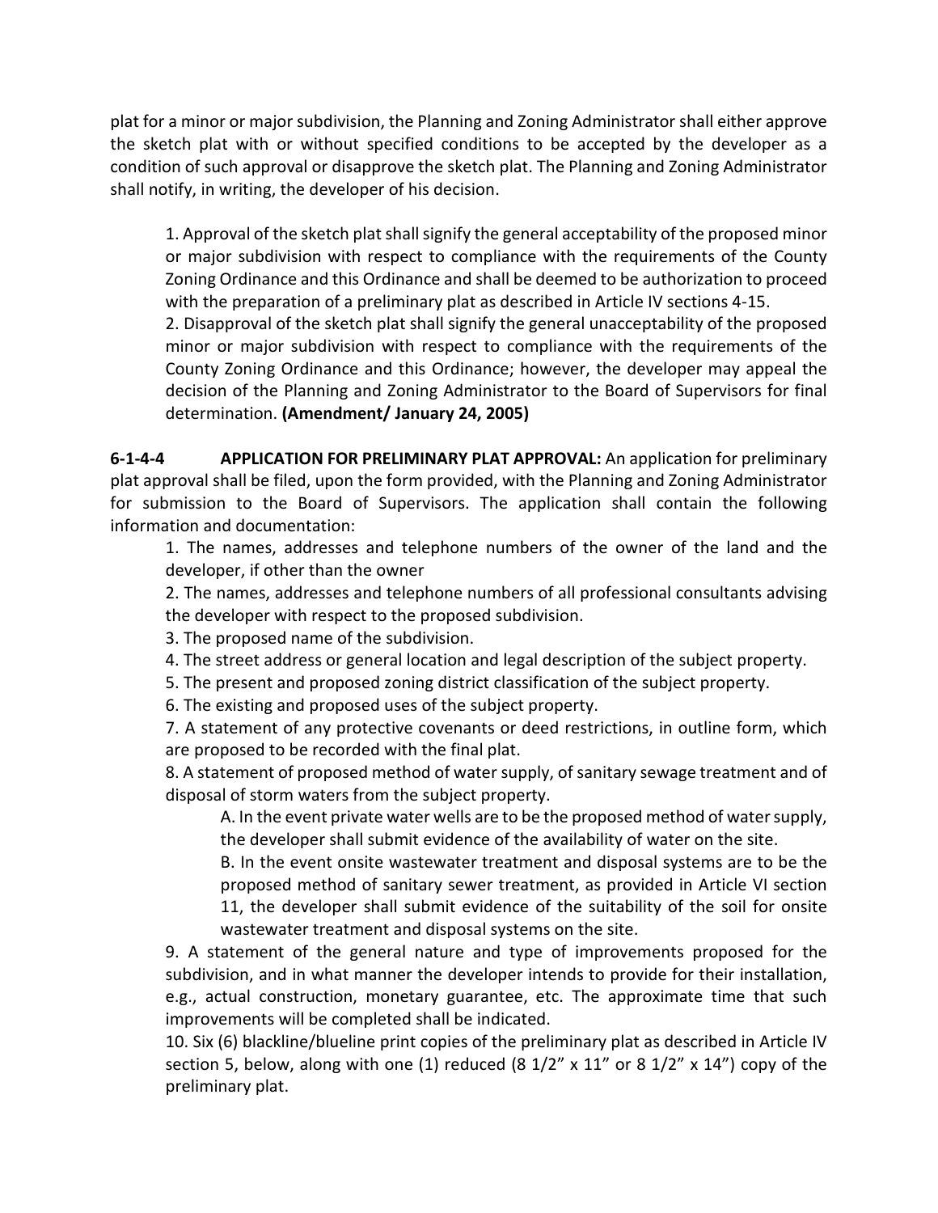plat for a minor or major subdivision, the Planning and Zoning Administrator shall either approve the sketch plat with or without specified conditions to be accepted by the developer as a condition of such approval or disapprove the sketch plat. The Planning and Zoning Administrator shall notify, in writing, the developer of his decision.

1. Approval of the sketch plat shall signify the general acceptability of the proposed minor or major subdivision with respect to compliance with the requirements of the County Zoning Ordinance and this Ordinance and shall be deemed to be authorization to proceed with the preparation of a preliminary plat as described in Article IV sections 4-15.
2. Disapproval of the sketch plat shall signify the general unacceptability of the proposed minor or major subdivision with respect to compliance with the requirements of the County Zoning Ordinance and this Ordinance; however, the developer may appeal the decision of the Planning and Zoning Administrator to the Board of Supervisors for final determination. **(Amendment/ January 24, 2005)**

**6-1-4-4 APPLICATION FOR PRELIMINARY PLAT APPROVAL:** An application for preliminary plat approval shall be filed, upon the form provided, with the Planning and Zoning Administrator for submission to the Board of Supervisors. The application shall contain the following information and documentation:

1. The names, addresses and telephone numbers of the owner of the land and the developer, if other than the owner
2. The names, addresses and telephone numbers of all professional consultants advising the developer with respect to the proposed subdivision.
3. The proposed name of the subdivision.
4. The street address or general location and legal description of the subject property.
5. The present and proposed zoning district classification of the subject property.
6. The existing and proposed uses of the subject property.
7. A statement of any protective covenants or deed restrictions, in outline form, which are proposed to be recorded with the final plat.
8. A statement of proposed method of water supply, of sanitary sewage treatment and of disposal of storm waters from the subject property.
    A. In the event private water wells are to be the proposed method of water supply, the developer shall submit evidence of the availability of water on the site.
    B. In the event onsite wastewater treatment and disposal systems are to be the proposed method of sanitary sewer treatment, as provided in Article VI section 11, the developer shall submit evidence of the suitability of the soil for onsite wastewater treatment and disposal systems on the site.
9. A statement of the general nature and type of improvements proposed for the subdivision, and in what manner the developer intends to provide for their installation, e.g., actual construction, monetary guarantee, etc. The approximate time that such improvements will be completed shall be indicated.
10. Six (6) blackline/blueline print copies of the preliminary plat as described in Article IV section 5, below, along with one (1) reduced (8 1/2" x 11" or 8 1/2" x 14") copy of the preliminary plat.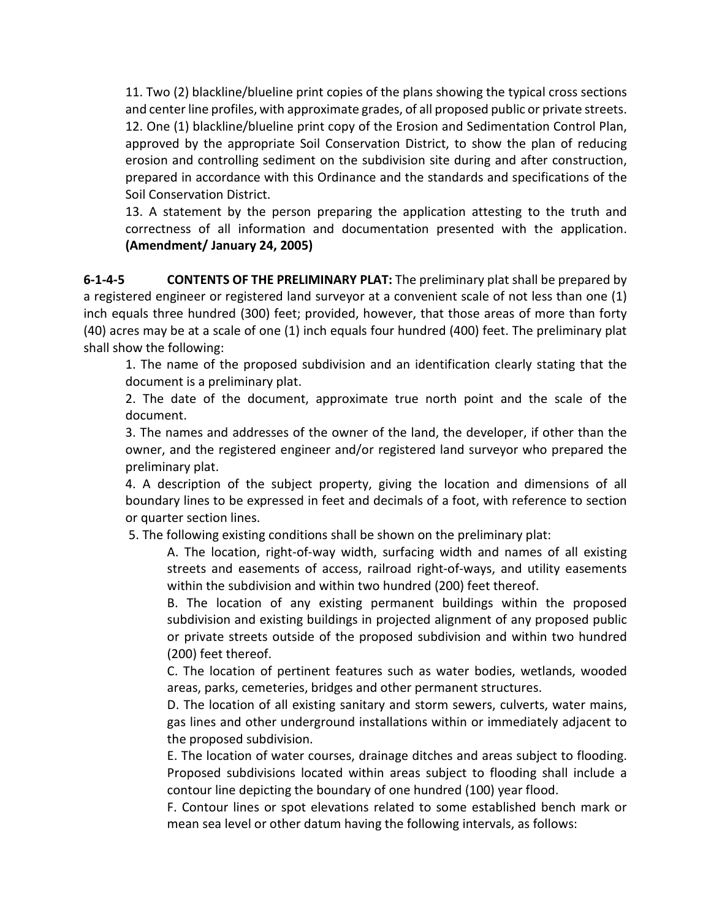11. Two (2) blackline/blueline print copies of the plans showing the typical cross sections and center line profiles, with approximate grades, of all proposed public or private streets.

12. One (1) blackline/blueline print copy of the Erosion and Sedimentation Control Plan, approved by the appropriate Soil Conservation District, to show the plan of reducing erosion and controlling sediment on the subdivision site during and after construction, prepared in accordance with this Ordinance and the standards and specifications of the Soil Conservation District.

13. A statement by the person preparing the application attesting to the truth and correctness of all information and documentation presented with the application. **(Amendment/ January 24, 2005)**

**6-1-4-5 CONTENTS OF THE PRELIMINARY PLAT:** The preliminary plat shall be prepared by a registered engineer or registered land surveyor at a convenient scale of not less than one (1) inch equals three hundred (300) feet; provided, however, that those areas of more than forty (40) acres may be at a scale of one (1) inch equals four hundred (400) feet. The preliminary plat shall show the following:

1. The name of the proposed subdivision and an identification clearly stating that the document is a preliminary plat.

2. The date of the document, approximate true north point and the scale of the document.

3. The names and addresses of the owner of the land, the developer, if other than the owner, and the registered engineer and/or registered land surveyor who prepared the preliminary plat.

4. A description of the subject property, giving the location and dimensions of all boundary lines to be expressed in feet and decimals of a foot, with reference to section or quarter section lines.

5. The following existing conditions shall be shown on the preliminary plat:

   A. The location, right-of-way width, surfacing width and names of all existing streets and easements of access, railroad right-of-ways, and utility easements within the subdivision and within two hundred (200) feet thereof.

   B. The location of any existing permanent buildings within the proposed subdivision and existing buildings in projected alignment of any proposed public or private streets outside of the proposed subdivision and within two hundred (200) feet thereof.

   C. The location of pertinent features such as water bodies, wetlands, wooded areas, parks, cemeteries, bridges and other permanent structures.

   D. The location of all existing sanitary and storm sewers, culverts, water mains, gas lines and other underground installations within or immediately adjacent to the proposed subdivision.

   E. The location of water courses, drainage ditches and areas subject to flooding. Proposed subdivisions located within areas subject to flooding shall include a contour line depicting the boundary of one hundred (100) year flood.

   F. Contour lines or spot elevations related to some established bench mark or mean sea level or other datum having the following intervals, as follows: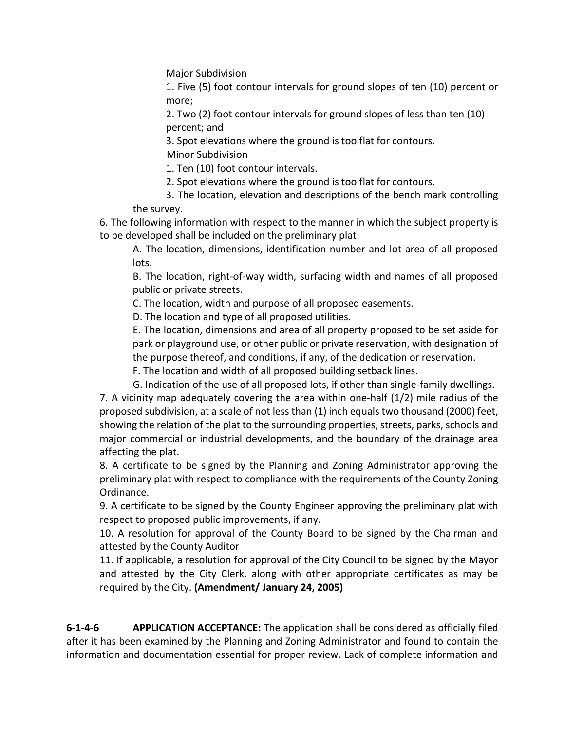Major Subdivision

1. Five (5) foot contour intervals for ground slopes of ten (10) percent or more;
2. Two (2) foot contour intervals for ground slopes of less than ten (10) percent; and
3. Spot elevations where the ground is too flat for contours.

Minor Subdivision

1. Ten (10) foot contour intervals.
2. Spot elevations where the ground is too flat for contours.
3. The location, elevation and descriptions of the bench mark controlling the survey.

6. The following information with respect to the manner in which the subject property is to be developed shall be included on the preliminary plat:

   A. The location, dimensions, identification number and lot area of all proposed lots.

   B. The location, right-of-way width, surfacing width and names of all proposed public or private streets.

   C. The location, width and purpose of all proposed easements.

   D. The location and type of all proposed utilities.

   E. The location, dimensions and area of all property proposed to be set aside for park or playground use, or other public or private reservation, with designation of the purpose thereof, and conditions, if any, of the dedication or reservation.

   F. The location and width of all proposed building setback lines.

   G. Indication of the use of all proposed lots, if other than single-family dwellings.

7. A vicinity map adequately covering the area within one-half (1/2) mile radius of the proposed subdivision, at a scale of not less than (1) inch equals two thousand (2000) feet, showing the relation of the plat to the surrounding properties, streets, parks, schools and major commercial or industrial developments, and the boundary of the drainage area affecting the plat.

8. A certificate to be signed by the Planning and Zoning Administrator approving the preliminary plat with respect to compliance with the requirements of the County Zoning Ordinance.

9. A certificate to be signed by the County Engineer approving the preliminary plat with respect to proposed public improvements, if any.

10. A resolution for approval of the County Board to be signed by the Chairman and attested by the County Auditor

11. If applicable, a resolution for approval of the City Council to be signed by the Mayor and attested by the City Clerk, along with other appropriate certificates as may be required by the City. **(Amendment/ January 24, 2005)**

**6-1-4-6 APPLICATION ACCEPTANCE:** The application shall be considered as officially filed after it has been examined by the Planning and Zoning Administrator and found to contain the information and documentation essential for proper review. Lack of complete information and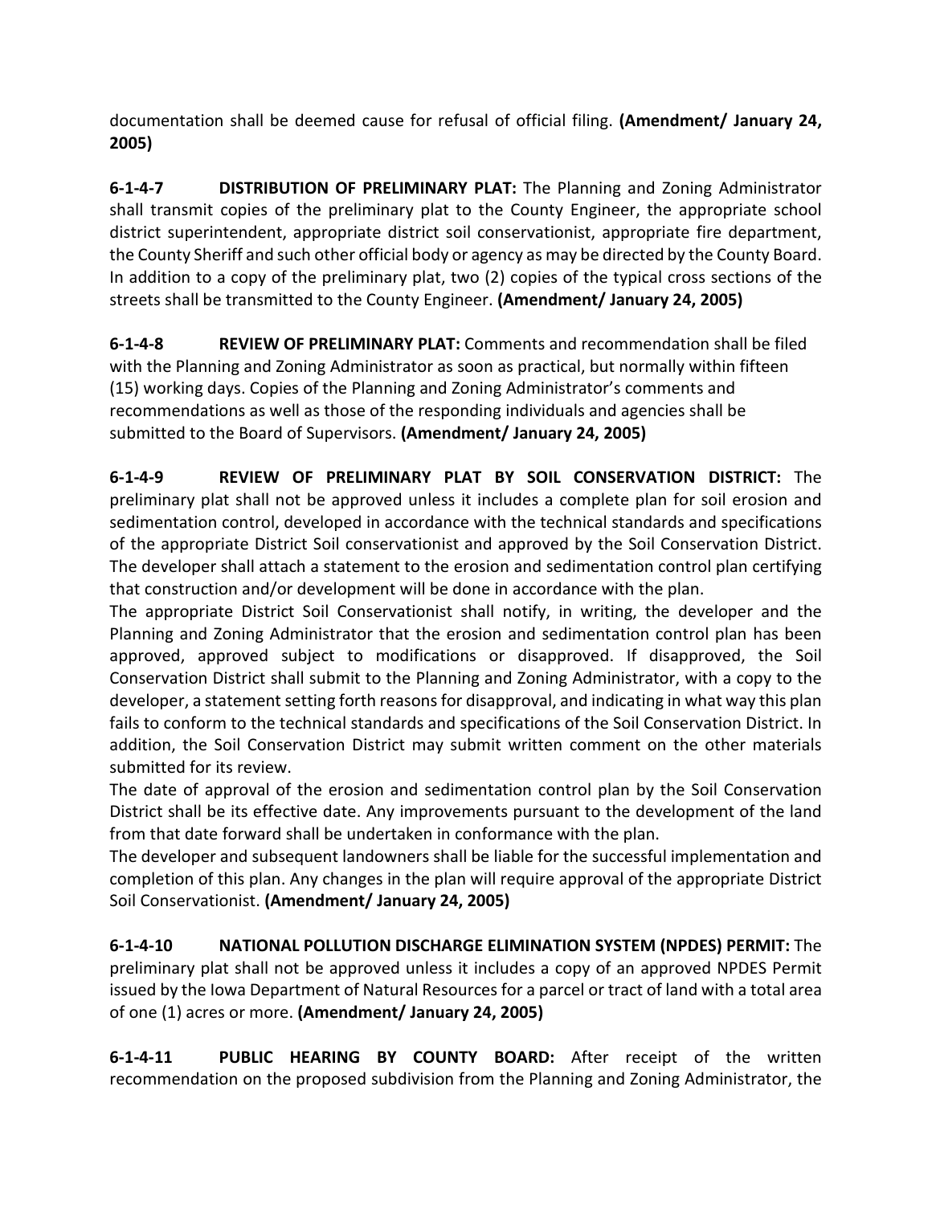documentation shall be deemed cause for refusal of official filing. **(Amendment/ January 24, 2005)**

**6-1-4-7 DISTRIBUTION OF PRELIMINARY PLAT:** The Planning and Zoning Administrator shall transmit copies of the preliminary plat to the County Engineer, the appropriate school district superintendent, appropriate district soil conservationist, appropriate fire department, the County Sheriff and such other official body or agency as may be directed by the County Board. In addition to a copy of the preliminary plat, two (2) copies of the typical cross sections of the streets shall be transmitted to the County Engineer. **(Amendment/ January 24, 2005)**

**6-1-4-8 REVIEW OF PRELIMINARY PLAT:** Comments and recommendation shall be filed with the Planning and Zoning Administrator as soon as practical, but normally within fifteen (15) working days. Copies of the Planning and Zoning Administrator's comments and recommendations as well as those of the responding individuals and agencies shall be submitted to the Board of Supervisors. **(Amendment/ January 24, 2005)**

**6-1-4-9 REVIEW OF PRELIMINARY PLAT BY SOIL CONSERVATION DISTRICT:** The preliminary plat shall not be approved unless it includes a complete plan for soil erosion and sedimentation control, developed in accordance with the technical standards and specifications of the appropriate District Soil conservationist and approved by the Soil Conservation District. The developer shall attach a statement to the erosion and sedimentation control plan certifying that construction and/or development will be done in accordance with the plan.

The appropriate District Soil Conservationist shall notify, in writing, the developer and the Planning and Zoning Administrator that the erosion and sedimentation control plan has been approved, approved subject to modifications or disapproved. If disapproved, the Soil Conservation District shall submit to the Planning and Zoning Administrator, with a copy to the developer, a statement setting forth reasons for disapproval, and indicating in what way this plan fails to conform to the technical standards and specifications of the Soil Conservation District. In addition, the Soil Conservation District may submit written comment on the other materials submitted for its review.

The date of approval of the erosion and sedimentation control plan by the Soil Conservation District shall be its effective date. Any improvements pursuant to the development of the land from that date forward shall be undertaken in conformance with the plan.

The developer and subsequent landowners shall be liable for the successful implementation and completion of this plan. Any changes in the plan will require approval of the appropriate District Soil Conservationist. **(Amendment/ January 24, 2005)**

**6-1-4-10 NATIONAL POLLUTION DISCHARGE ELIMINATION SYSTEM (NPDES) PERMIT:** The preliminary plat shall not be approved unless it includes a copy of an approved NPDES Permit issued by the Iowa Department of Natural Resources for a parcel or tract of land with a total area of one (1) acres or more. **(Amendment/ January 24, 2005)**

**6-1-4-11 PUBLIC HEARING BY COUNTY BOARD:** After receipt of the written recommendation on the proposed subdivision from the Planning and Zoning Administrator, the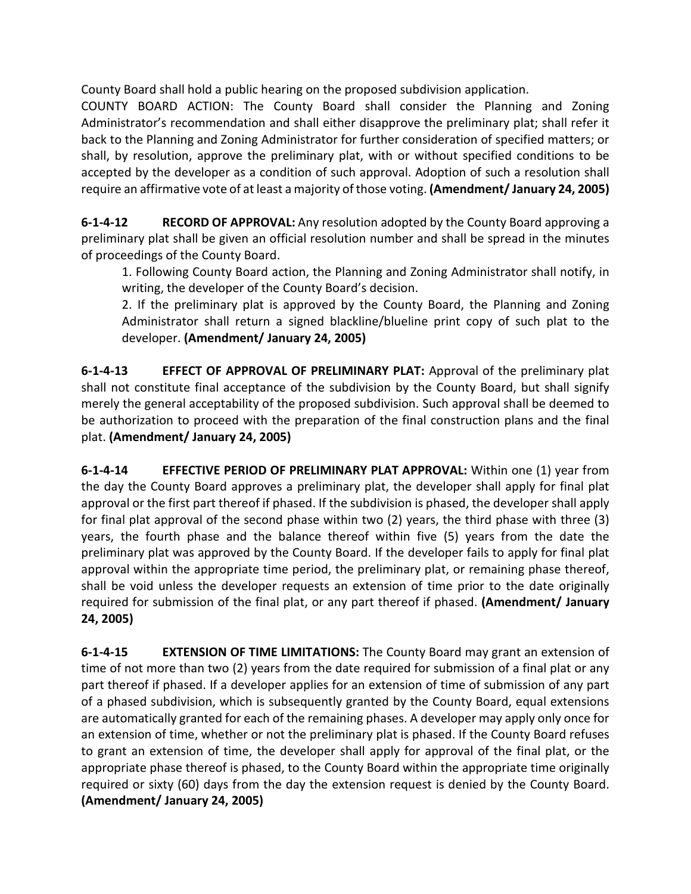County Board shall hold a public hearing on the proposed subdivision application.

COUNTY BOARD ACTION: The County Board shall consider the Planning and Zoning Administrator's recommendation and shall either disapprove the preliminary plat; shall refer it back to the Planning and Zoning Administrator for further consideration of specified matters; or shall, by resolution, approve the preliminary plat, with or without specified conditions to be accepted by the developer as a condition of such approval. Adoption of such a resolution shall require an affirmative vote of at least a majority of those voting. **(Amendment/ January 24, 2005)**

**6-1-4-12 RECORD OF APPROVAL:** Any resolution adopted by the County Board approving a preliminary plat shall be given an official resolution number and shall be spread in the minutes of proceedings of the County Board.

1. Following County Board action, the Planning and Zoning Administrator shall notify, in writing, the developer of the County Board's decision.
2. If the preliminary plat is approved by the County Board, the Planning and Zoning Administrator shall return a signed blackline/blueline print copy of such plat to the developer. **(Amendment/ January 24, 2005)**

**6-1-4-13 EFFECT OF APPROVAL OF PRELIMINARY PLAT:** Approval of the preliminary plat shall not constitute final acceptance of the subdivision by the County Board, but shall signify merely the general acceptability of the proposed subdivision. Such approval shall be deemed to be authorization to proceed with the preparation of the final construction plans and the final plat. **(Amendment/ January 24, 2005)**

**6-1-4-14 EFFECTIVE PERIOD OF PRELIMINARY PLAT APPROVAL:** Within one (1) year from the day the County Board approves a preliminary plat, the developer shall apply for final plat approval or the first part thereof if phased. If the subdivision is phased, the developer shall apply for final plat approval of the second phase within two (2) years, the third phase with three (3) years, the fourth phase and the balance thereof within five (5) years from the date the preliminary plat was approved by the County Board. If the developer fails to apply for final plat approval within the appropriate time period, the preliminary plat, or remaining phase thereof, shall be void unless the developer requests an extension of time prior to the date originally required for submission of the final plat, or any part thereof if phased. **(Amendment/ January 24, 2005)**

**6-1-4-15 EXTENSION OF TIME LIMITATIONS:** The County Board may grant an extension of time of not more than two (2) years from the date required for submission of a final plat or any part thereof if phased. If a developer applies for an extension of time of submission of any part of a phased subdivision, which is subsequently granted by the County Board, equal extensions are automatically granted for each of the remaining phases. A developer may apply only once for an extension of time, whether or not the preliminary plat is phased. If the County Board refuses to grant an extension of time, the developer shall apply for approval of the final plat, or the appropriate phase thereof is phased, to the County Board within the appropriate time originally required or sixty (60) days from the day the extension request is denied by the County Board. **(Amendment/ January 24, 2005)**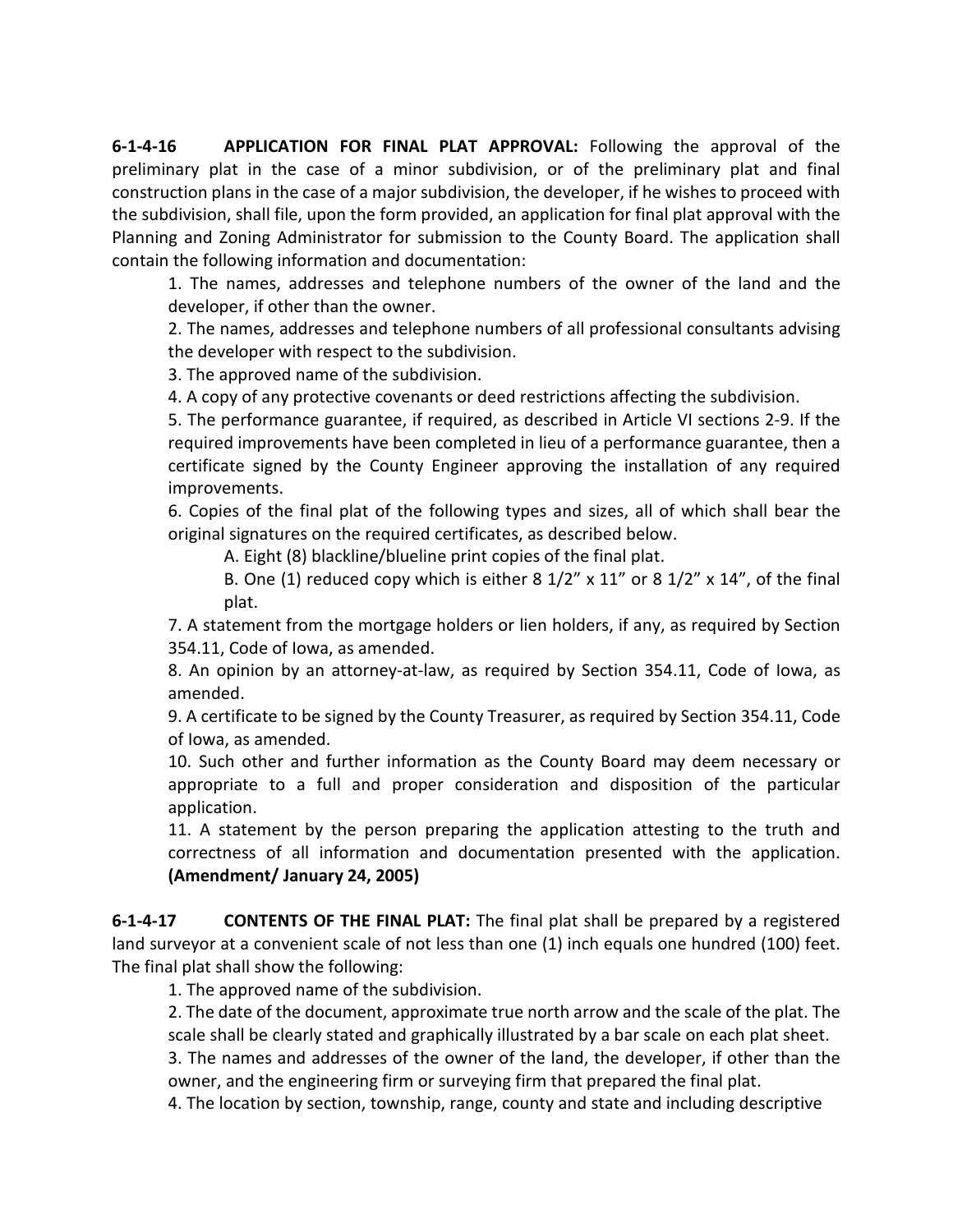**6-1-4-16 APPLICATION FOR FINAL PLAT APPROVAL:** Following the approval of the preliminary plat in the case of a minor subdivision, or of the preliminary plat and final construction plans in the case of a major subdivision, the developer, if he wishes to proceed with the subdivision, shall file, upon the form provided, an application for final plat approval with the Planning and Zoning Administrator for submission to the County Board. The application shall contain the following information and documentation:

1. The names, addresses and telephone numbers of the owner of the land and the developer, if other than the owner.
2. The names, addresses and telephone numbers of all professional consultants advising the developer with respect to the subdivision.
3. The approved name of the subdivision.
4. A copy of any protective covenants or deed restrictions affecting the subdivision.
5. The performance guarantee, if required, as described in Article VI sections 2-9. If the required improvements have been completed in lieu of a performance guarantee, then a certificate signed by the County Engineer approving the installation of any required improvements.
6. Copies of the final plat of the following types and sizes, all of which shall bear the original signatures on the required certificates, as described below.
    A. Eight (8) blackline/blueline print copies of the final plat.
    B. One (1) reduced copy which is either 8 1/2" x 11" or 8 1/2" x 14", of the final plat.
7. A statement from the mortgage holders or lien holders, if any, as required by Section 354.11, Code of Iowa, as amended.
8. An opinion by an attorney-at-law, as required by Section 354.11, Code of Iowa, as amended.
9. A certificate to be signed by the County Treasurer, as required by Section 354.11, Code of Iowa, as amended.
10. Such other and further information as the County Board may deem necessary or appropriate to a full and proper consideration and disposition of the particular application.
11. A statement by the person preparing the application attesting to the truth and correctness of all information and documentation presented with the application. **(Amendment/ January 24, 2005)**

**6-1-4-17 CONTENTS OF THE FINAL PLAT:** The final plat shall be prepared by a registered land surveyor at a convenient scale of not less than one (1) inch equals one hundred (100) feet. The final plat shall show the following:

1. The approved name of the subdivision.
2. The date of the document, approximate true north arrow and the scale of the plat. The scale shall be clearly stated and graphically illustrated by a bar scale on each plat sheet.
3. The names and addresses of the owner of the land, the developer, if other than the owner, and the engineering firm or surveying firm that prepared the final plat.
4. The location by section, township, range, county and state and including descriptive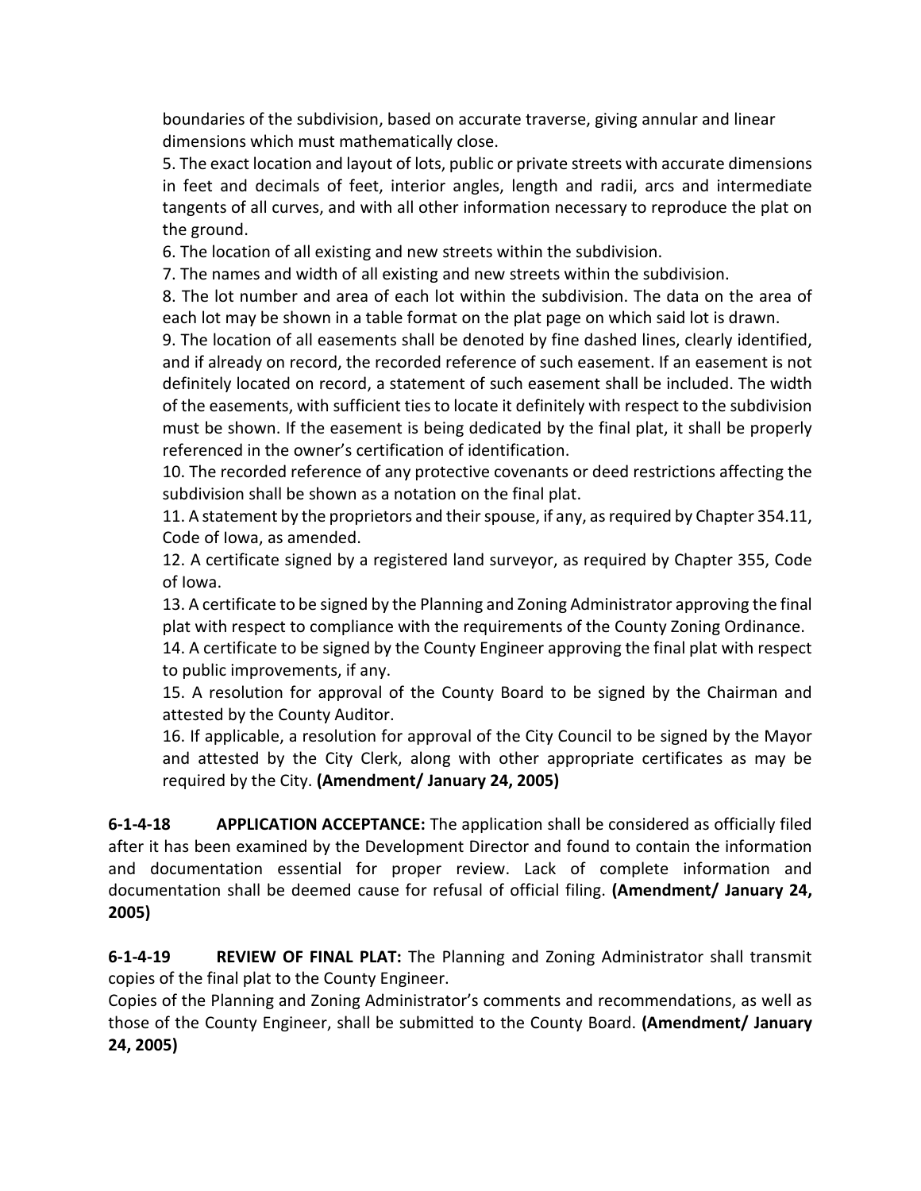boundaries of the subdivision, based on accurate traverse, giving annular and linear dimensions which must mathematically close.

5. The exact location and layout of lots, public or private streets with accurate dimensions in feet and decimals of feet, interior angles, length and radii, arcs and intermediate tangents of all curves, and with all other information necessary to reproduce the plat on the ground.

6. The location of all existing and new streets within the subdivision.

7. The names and width of all existing and new streets within the subdivision.

8. The lot number and area of each lot within the subdivision. The data on the area of each lot may be shown in a table format on the plat page on which said lot is drawn.

9. The location of all easements shall be denoted by fine dashed lines, clearly identified, and if already on record, the recorded reference of such easement. If an easement is not definitely located on record, a statement of such easement shall be included. The width of the easements, with sufficient ties to locate it definitely with respect to the subdivision must be shown. If the easement is being dedicated by the final plat, it shall be properly referenced in the owner's certification of identification.

10. The recorded reference of any protective covenants or deed restrictions affecting the subdivision shall be shown as a notation on the final plat.

11. A statement by the proprietors and their spouse, if any, as required by Chapter 354.11, Code of Iowa, as amended.

12. A certificate signed by a registered land surveyor, as required by Chapter 355, Code of Iowa.

13. A certificate to be signed by the Planning and Zoning Administrator approving the final plat with respect to compliance with the requirements of the County Zoning Ordinance.

14. A certificate to be signed by the County Engineer approving the final plat with respect to public improvements, if any.

15. A resolution for approval of the County Board to be signed by the Chairman and attested by the County Auditor.

16. If applicable, a resolution for approval of the City Council to be signed by the Mayor and attested by the City Clerk, along with other appropriate certificates as may be required by the City. **(Amendment/ January 24, 2005)**

**6-1-4-18 APPLICATION ACCEPTANCE:** The application shall be considered as officially filed after it has been examined by the Development Director and found to contain the information and documentation essential for proper review. Lack of complete information and documentation shall be deemed cause for refusal of official filing. **(Amendment/ January 24, 2005)**

**6-1-4-19 REVIEW OF FINAL PLAT:** The Planning and Zoning Administrator shall transmit copies of the final plat to the County Engineer.

Copies of the Planning and Zoning Administrator's comments and recommendations, as well as those of the County Engineer, shall be submitted to the County Board. **(Amendment/ January 24, 2005)**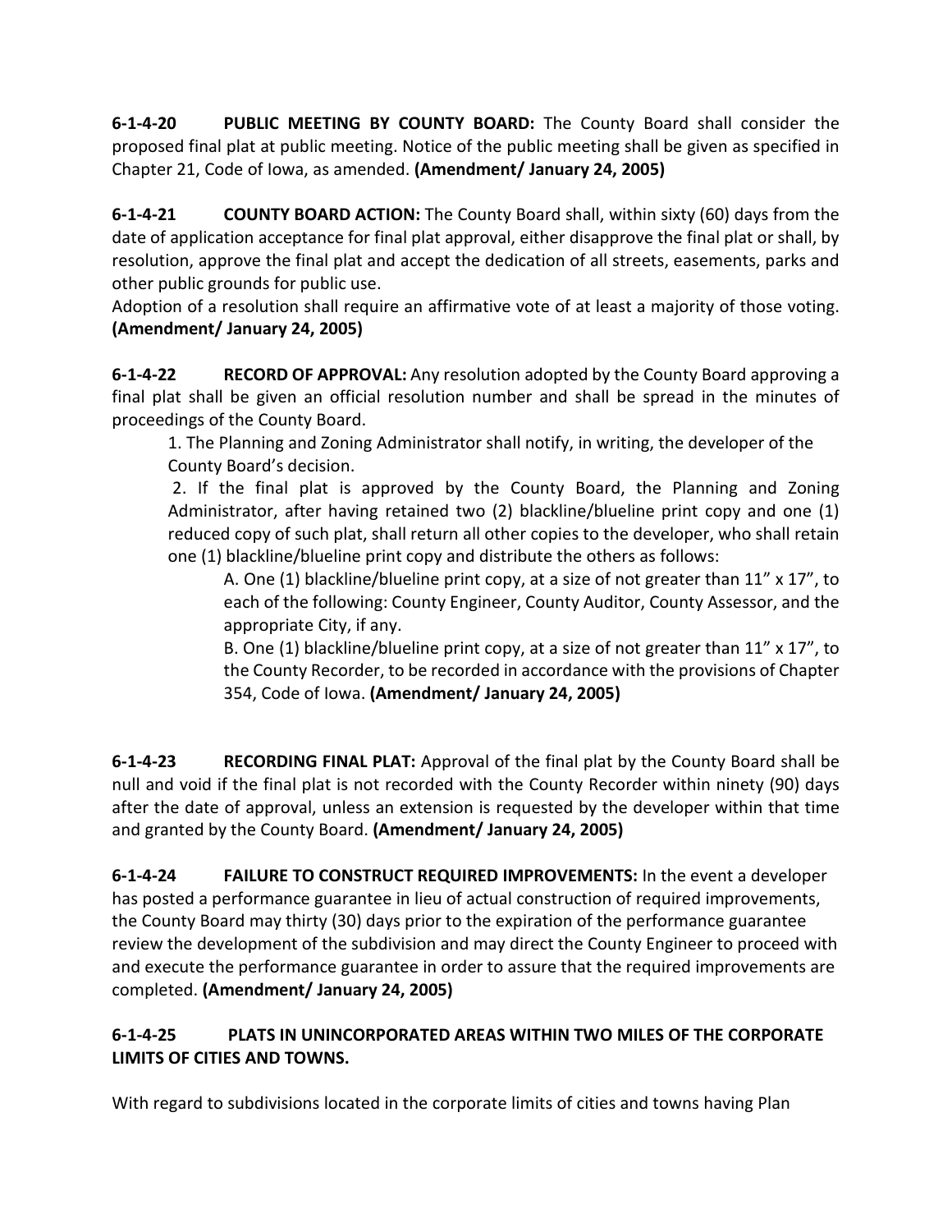**6-1-4-20 PUBLIC MEETING BY COUNTY BOARD:** The County Board shall consider the proposed final plat at public meeting. Notice of the public meeting shall be given as specified in Chapter 21, Code of Iowa, as amended. **(Amendment/ January 24, 2005)**

**6-1-4-21 COUNTY BOARD ACTION:** The County Board shall, within sixty (60) days from the date of application acceptance for final plat approval, either disapprove the final plat or shall, by resolution, approve the final plat and accept the dedication of all streets, easements, parks and other public grounds for public use.

Adoption of a resolution shall require an affirmative vote of at least a majority of those voting. **(Amendment/ January 24, 2005)**

**6-1-4-22 RECORD OF APPROVAL:** Any resolution adopted by the County Board approving a final plat shall be given an official resolution number and shall be spread in the minutes of proceedings of the County Board.

1. The Planning and Zoning Administrator shall notify, in writing, the developer of the County Board's decision.
2. If the final plat is approved by the County Board, the Planning and Zoning Administrator, after having retained two (2) blackline/blueline print copy and one (1) reduced copy of such plat, shall return all other copies to the developer, who shall retain one (1) blackline/blueline print copy and distribute the others as follows:
   A. One (1) blackline/blueline print copy, at a size of not greater than 11" x 17", to each of the following: County Engineer, County Auditor, County Assessor, and the appropriate City, if any.
   B. One (1) blackline/blueline print copy, at a size of not greater than 11" x 17", to the County Recorder, to be recorded in accordance with the provisions of Chapter 354, Code of Iowa. **(Amendment/ January 24, 2005)**

**6-1-4-23 RECORDING FINAL PLAT:** Approval of the final plat by the County Board shall be null and void if the final plat is not recorded with the County Recorder within ninety (90) days after the date of approval, unless an extension is requested by the developer within that time and granted by the County Board. **(Amendment/ January 24, 2005)**

**6-1-4-24 FAILURE TO CONSTRUCT REQUIRED IMPROVEMENTS:** In the event a developer has posted a performance guarantee in lieu of actual construction of required improvements, the County Board may thirty (30) days prior to the expiration of the performance guarantee review the development of the subdivision and may direct the County Engineer to proceed with and execute the performance guarantee in order to assure that the required improvements are completed. **(Amendment/ January 24, 2005)**

**6-1-4-25 PLATS IN UNINCORPORATED AREAS WITHIN TWO MILES OF THE CORPORATE LIMITS OF CITIES AND TOWNS.**

With regard to subdivisions located in the corporate limits of cities and towns having Plan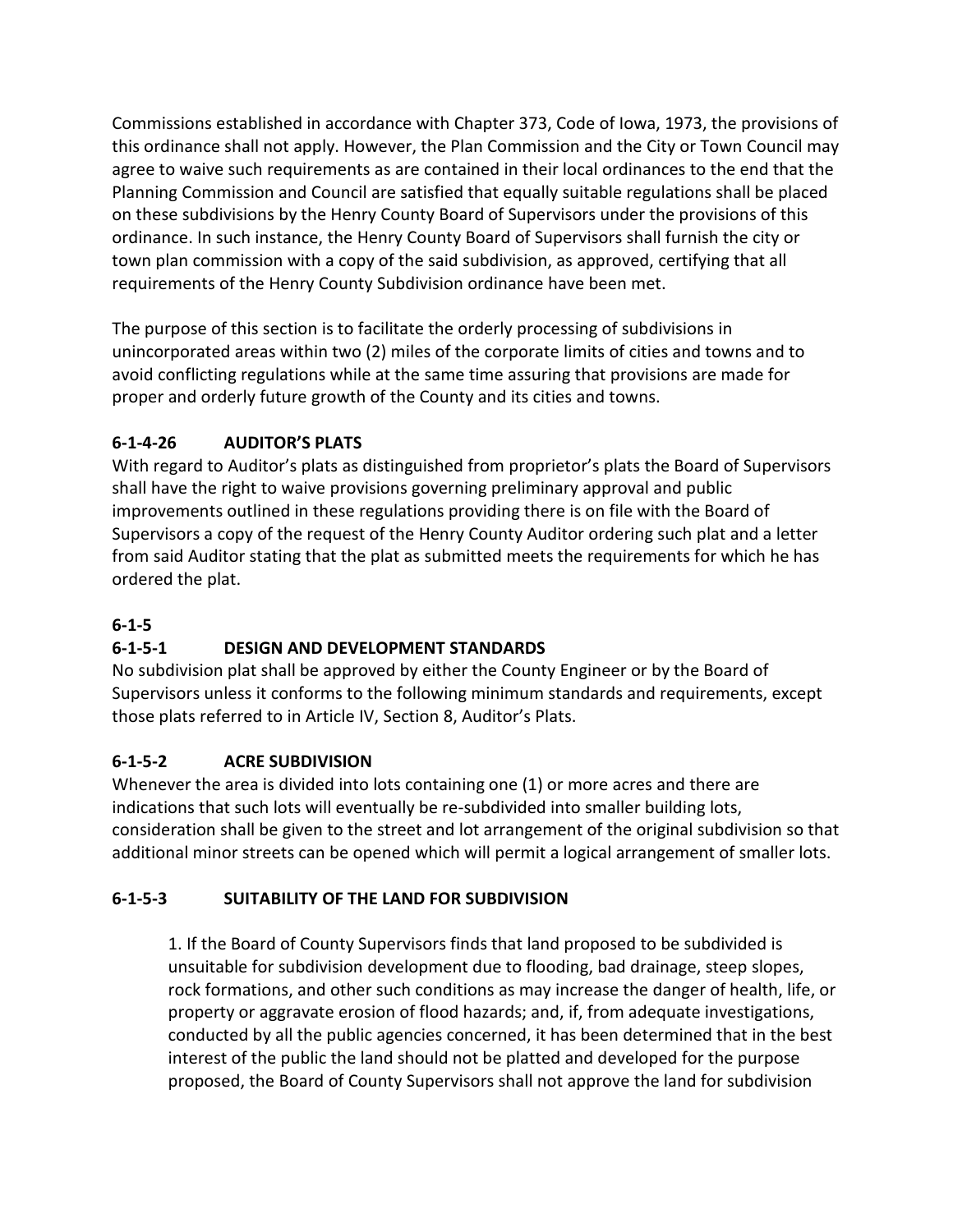Commissions established in accordance with Chapter 373, Code of Iowa, 1973, the provisions of this ordinance shall not apply. However, the Plan Commission and the City or Town Council may agree to waive such requirements as are contained in their local ordinances to the end that the Planning Commission and Council are satisfied that equally suitable regulations shall be placed on these subdivisions by the Henry County Board of Supervisors under the provisions of this ordinance. In such instance, the Henry County Board of Supervisors shall furnish the city or town plan commission with a copy of the said subdivision, as approved, certifying that all requirements of the Henry County Subdivision ordinance have been met.

The purpose of this section is to facilitate the orderly processing of subdivisions in unincorporated areas within two (2) miles of the corporate limits of cities and towns and to avoid conflicting regulations while at the same time assuring that provisions are made for proper and orderly future growth of the County and its cities and towns.

**6-1-4-26 AUDITOR'S PLATS**

With regard to Auditor's plats as distinguished from proprietor's plats the Board of Supervisors shall have the right to waive provisions governing preliminary approval and public improvements outlined in these regulations providing there is on file with the Board of Supervisors a copy of the request of the Henry County Auditor ordering such plat and a letter from said Auditor stating that the plat as submitted meets the requirements for which he has ordered the plat.

**6-1-5**

**6-1-5-1 DESIGN AND DEVELOPMENT STANDARDS**

No subdivision plat shall be approved by either the County Engineer or by the Board of Supervisors unless it conforms to the following minimum standards and requirements, except those plats referred to in Article IV, Section 8, Auditor's Plats.

**6-1-5-2 ACRE SUBDIVISION**

Whenever the area is divided into lots containing one (1) or more acres and there are indications that such lots will eventually be re-subdivided into smaller building lots, consideration shall be given to the street and lot arrangement of the original subdivision so that additional minor streets can be opened which will permit a logical arrangement of smaller lots.

**6-1-5-3 SUITABILITY OF THE LAND FOR SUBDIVISION**

1. If the Board of County Supervisors finds that land proposed to be subdivided is unsuitable for subdivision development due to flooding, bad drainage, steep slopes, rock formations, and other such conditions as may increase the danger of health, life, or property or aggravate erosion of flood hazards; and, if, from adequate investigations, conducted by all the public agencies concerned, it has been determined that in the best interest of the public the land should not be platted and developed for the purpose proposed, the Board of County Supervisors shall not approve the land for subdivision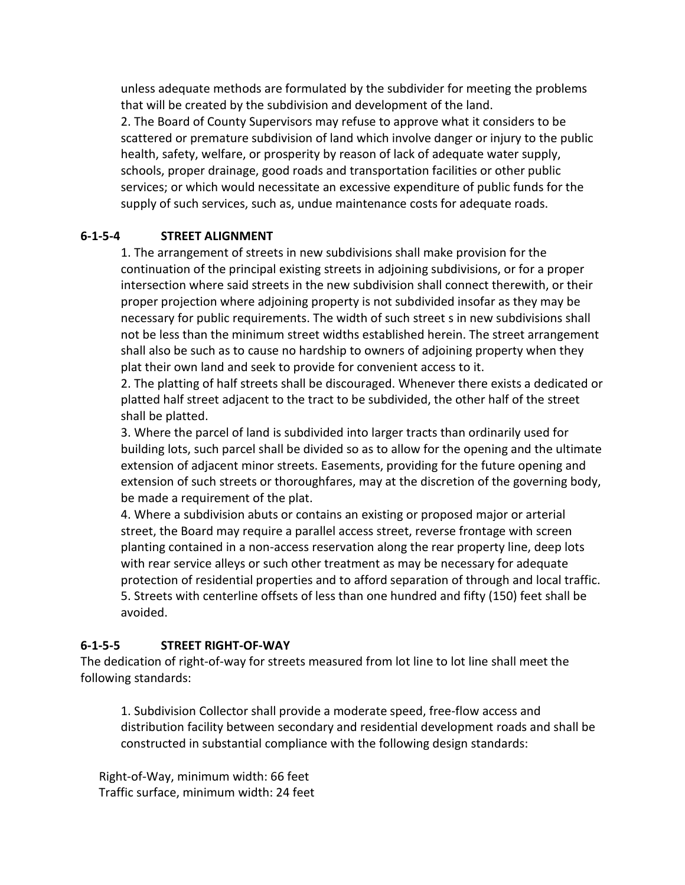unless adequate methods are formulated by the subdivider for meeting the problems that will be created by the subdivision and development of the land.

2. The Board of County Supervisors may refuse to approve what it considers to be scattered or premature subdivision of land which involve danger or injury to the public health, safety, welfare, or prosperity by reason of lack of adequate water supply, schools, proper drainage, good roads and transportation facilities or other public services; or which would necessitate an excessive expenditure of public funds for the supply of such services, such as, undue maintenance costs for adequate roads.

**6-1-5-4 STREET ALIGNMENT**

1. The arrangement of streets in new subdivisions shall make provision for the continuation of the principal existing streets in adjoining subdivisions, or for a proper intersection where said streets in the new subdivision shall connect therewith, or their proper projection where adjoining property is not subdivided insofar as they may be necessary for public requirements. The width of such street s in new subdivisions shall not be less than the minimum street widths established herein. The street arrangement shall also be such as to cause no hardship to owners of adjoining property when they plat their own land and seek to provide for convenient access to it.

2. The platting of half streets shall be discouraged. Whenever there exists a dedicated or platted half street adjacent to the tract to be subdivided, the other half of the street shall be platted.

3. Where the parcel of land is subdivided into larger tracts than ordinarily used for building lots, such parcel shall be divided so as to allow for the opening and the ultimate extension of adjacent minor streets. Easements, providing for the future opening and extension of such streets or thoroughfares, may at the discretion of the governing body, be made a requirement of the plat.

4. Where a subdivision abuts or contains an existing or proposed major or arterial street, the Board may require a parallel access street, reverse frontage with screen planting contained in a non-access reservation along the rear property line, deep lots with rear service alleys or such other treatment as may be necessary for adequate protection of residential properties and to afford separation of through and local traffic.

5. Streets with centerline offsets of less than one hundred and fifty (150) feet shall be avoided.

**6-1-5-5 STREET RIGHT-OF-WAY**

The dedication of right-of-way for streets measured from lot line to lot line shall meet the following standards:

1. Subdivision Collector shall provide a moderate speed, free-flow access and distribution facility between secondary and residential development roads and shall be constructed in substantial compliance with the following design standards:

Right-of-Way, minimum width: 66 feet
Traffic surface, minimum width: 24 feet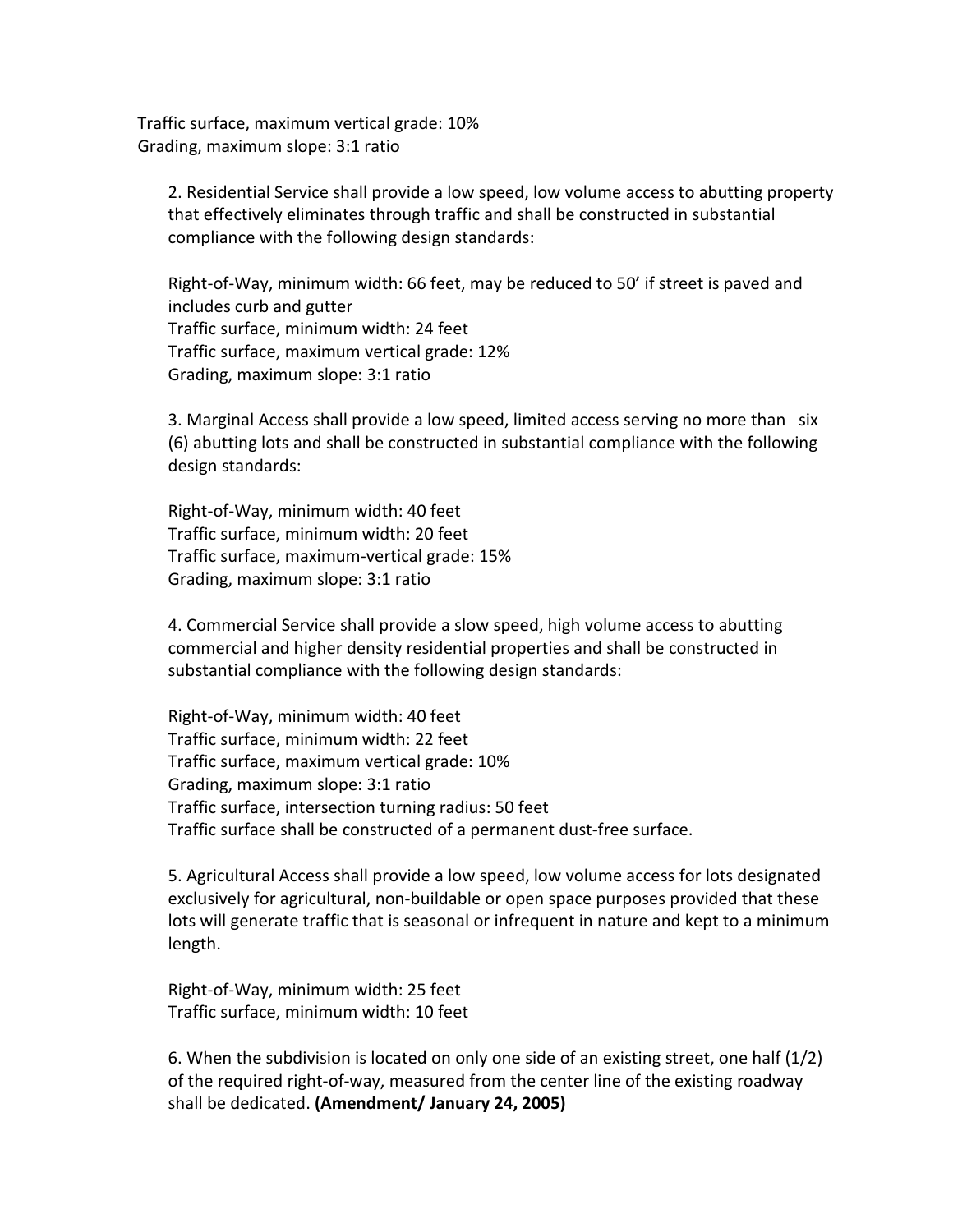Traffic surface, maximum vertical grade: 10%
Grading, maximum slope: 3:1 ratio

2. Residential Service shall provide a low speed, low volume access to abutting property that effectively eliminates through traffic and shall be constructed in substantial compliance with the following design standards:

Right-of-Way, minimum width: 66 feet, may be reduced to 50’ if street is paved and includes curb and gutter
Traffic surface, minimum width: 24 feet
Traffic surface, maximum vertical grade: 12%
Grading, maximum slope: 3:1 ratio

3. Marginal Access shall provide a low speed, limited access serving no more than six (6) abutting lots and shall be constructed in substantial compliance with the following design standards:

Right-of-Way, minimum width: 40 feet
Traffic surface, minimum width: 20 feet
Traffic surface, maximum-vertical grade: 15%
Grading, maximum slope: 3:1 ratio

4. Commercial Service shall provide a slow speed, high volume access to abutting commercial and higher density residential properties and shall be constructed in substantial compliance with the following design standards:

Right-of-Way, minimum width: 40 feet
Traffic surface, minimum width: 22 feet
Traffic surface, maximum vertical grade: 10%
Grading, maximum slope: 3:1 ratio
Traffic surface, intersection turning radius: 50 feet
Traffic surface shall be constructed of a permanent dust-free surface.

5. Agricultural Access shall provide a low speed, low volume access for lots designated exclusively for agricultural, non-buildable or open space purposes provided that these lots will generate traffic that is seasonal or infrequent in nature and kept to a minimum length.

Right-of-Way, minimum width: 25 feet
Traffic surface, minimum width: 10 feet

6. When the subdivision is located on only one side of an existing street, one half (1/2) of the required right-of-way, measured from the center line of the existing roadway shall be dedicated. **(Amendment/ January 24, 2005)**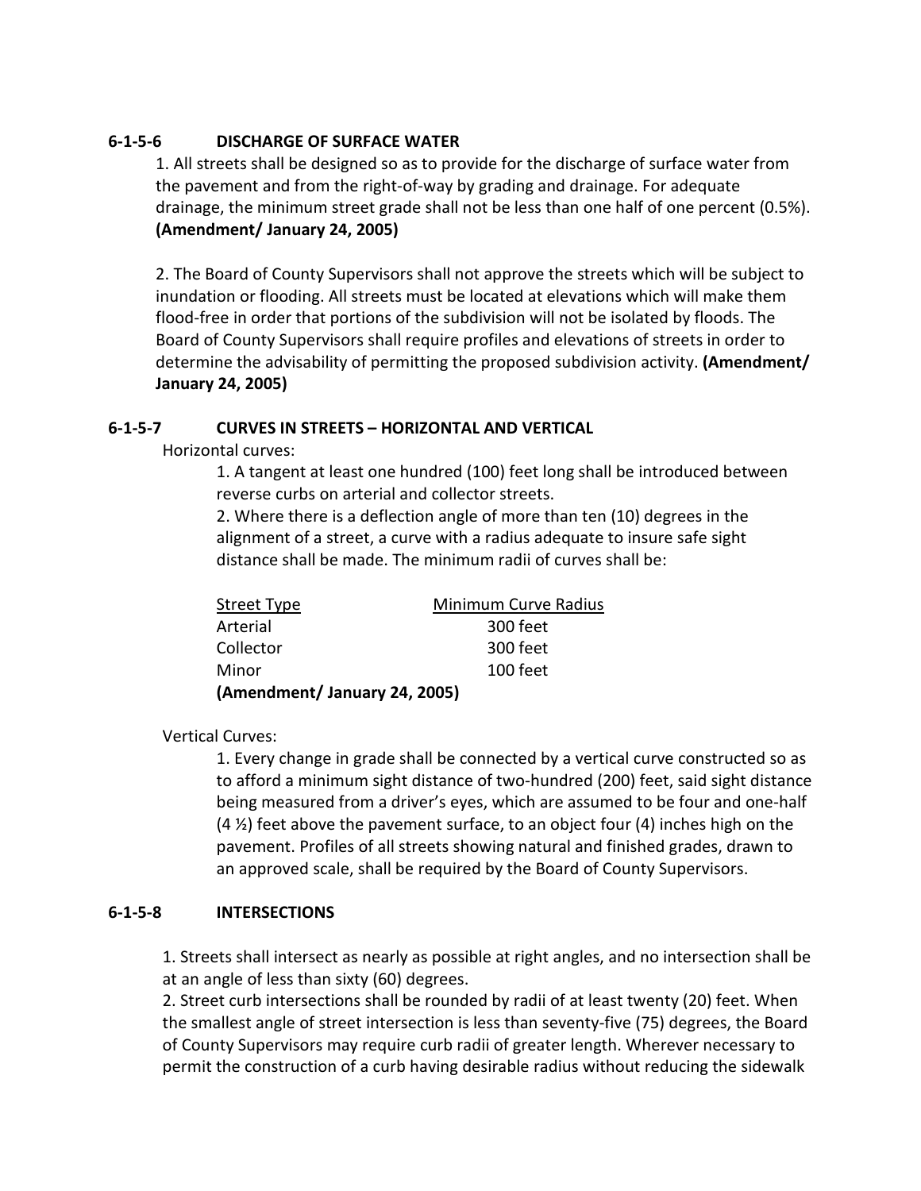### 6-1-5-6 DISCHARGE OF SURFACE WATER

1. All streets shall be designed so as to provide for the discharge of surface water from the pavement and from the right-of-way by grading and drainage. For adequate drainage, the minimum street grade shall not be less than one half of one percent (0.5%). **(Amendment/ January 24, 2005)**

2. The Board of County Supervisors shall not approve the streets which will be subject to inundation or flooding. All streets must be located at elevations which will make them flood-free in order that portions of the subdivision will not be isolated by floods. The Board of County Supervisors shall require profiles and elevations of streets in order to determine the advisability of permitting the proposed subdivision activity. **(Amendment/ January 24, 2005)**

### 6-1-5-7 CURVES IN STREETS – HORIZONTAL AND VERTICAL

Horizontal curves:

1. A tangent at least one hundred (100) feet long shall be introduced between reverse curbs on arterial and collector streets.
2. Where there is a deflection angle of more than ten (10) degrees in the alignment of a street, a curve with a radius adequate to insure safe sight distance shall be made. The minimum radii of curves shall be:

| Street Type | Minimum Curve Radius |
|---|---|
| Arterial | 300 feet |
| Collector | 300 feet |
| Minor | 100 feet |

**(Amendment/ January 24, 2005)**

Vertical Curves:

1. Every change in grade shall be connected by a vertical curve constructed so as to afford a minimum sight distance of two-hundred (200) feet, said sight distance being measured from a driver's eyes, which are assumed to be four and one-half (4 ½) feet above the pavement surface, to an object four (4) inches high on the pavement. Profiles of all streets showing natural and finished grades, drawn to an approved scale, shall be required by the Board of County Supervisors.

### 6-1-5-8 INTERSECTIONS

1. Streets shall intersect as nearly as possible at right angles, and no intersection shall be at an angle of less than sixty (60) degrees.
2. Street curb intersections shall be rounded by radii of at least twenty (20) feet. When the smallest angle of street intersection is less than seventy-five (75) degrees, the Board of County Supervisors may require curb radii of greater length. Wherever necessary to permit the construction of a curb having desirable radius without reducing the sidewalk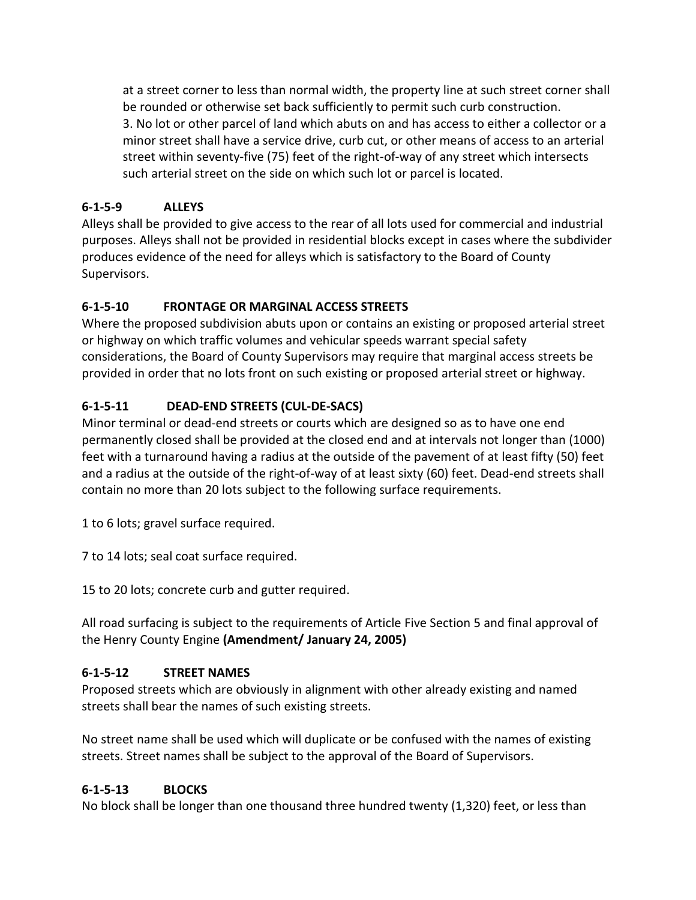at a street corner to less than normal width, the property line at such street corner shall be rounded or otherwise set back sufficiently to permit such curb construction.

3. No lot or other parcel of land which abuts on and has access to either a collector or a minor street shall have a service drive, curb cut, or other means of access to an arterial street within seventy-five (75) feet of the right-of-way of any street which intersects such arterial street on the side on which such lot or parcel is located.

### 6-1-5-9 ALLEYS

Alleys shall be provided to give access to the rear of all lots used for commercial and industrial purposes. Alleys shall not be provided in residential blocks except in cases where the subdivider produces evidence of the need for alleys which is satisfactory to the Board of County Supervisors.

### 6-1-5-10 FRONTAGE OR MARGINAL ACCESS STREETS

Where the proposed subdivision abuts upon or contains an existing or proposed arterial street or highway on which traffic volumes and vehicular speeds warrant special safety considerations, the Board of County Supervisors may require that marginal access streets be provided in order that no lots front on such existing or proposed arterial street or highway.

### 6-1-5-11 DEAD-END STREETS (CUL-DE-SACS)

Minor terminal or dead-end streets or courts which are designed so as to have one end permanently closed shall be provided at the closed end and at intervals not longer than (1000) feet with a turnaround having a radius at the outside of the pavement of at least fifty (50) feet and a radius at the outside of the right-of-way of at least sixty (60) feet. Dead-end streets shall contain no more than 20 lots subject to the following surface requirements.

1 to 6 lots; gravel surface required.

7 to 14 lots; seal coat surface required.

15 to 20 lots; concrete curb and gutter required.

All road surfacing is subject to the requirements of Article Five Section 5 and final approval of the Henry County Engine **(Amendment/ January 24, 2005)**

### 6-1-5-12 STREET NAMES

Proposed streets which are obviously in alignment with other already existing and named streets shall bear the names of such existing streets.

No street name shall be used which will duplicate or be confused with the names of existing streets. Street names shall be subject to the approval of the Board of Supervisors.

### 6-1-5-13 BLOCKS

No block shall be longer than one thousand three hundred twenty (1,320) feet, or less than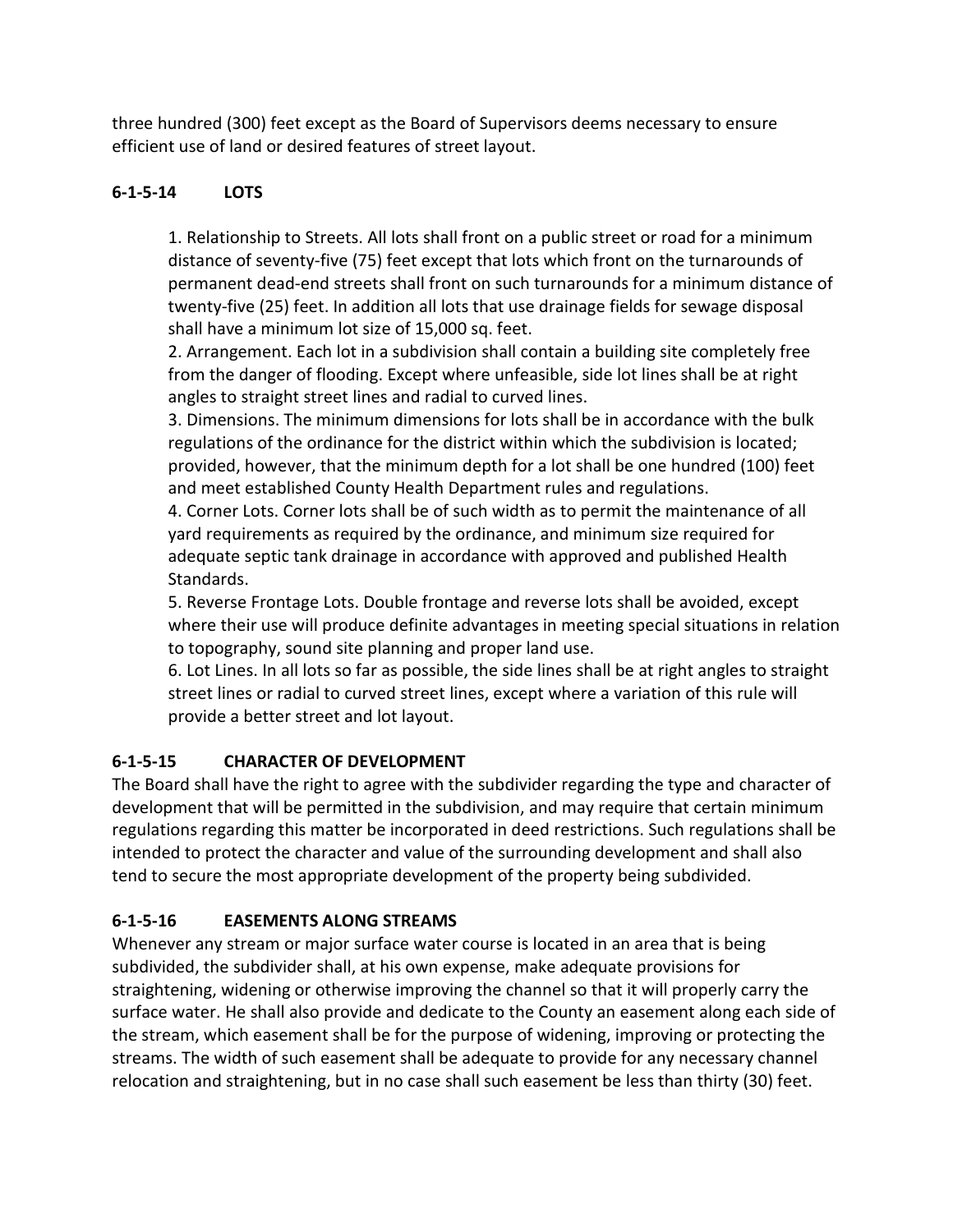three hundred (300) feet except as the Board of Supervisors deems necessary to ensure efficient use of land or desired features of street layout.

### 6-1-5-14 LOTS

1. Relationship to Streets. All lots shall front on a public street or road for a minimum distance of seventy-five (75) feet except that lots which front on the turnarounds of permanent dead-end streets shall front on such turnarounds for a minimum distance of twenty-five (25) feet. In addition all lots that use drainage fields for sewage disposal shall have a minimum lot size of 15,000 sq. feet.
2. Arrangement. Each lot in a subdivision shall contain a building site completely free from the danger of flooding. Except where unfeasible, side lot lines shall be at right angles to straight street lines and radial to curved lines.
3. Dimensions. The minimum dimensions for lots shall be in accordance with the bulk regulations of the ordinance for the district within which the subdivision is located; provided, however, that the minimum depth for a lot shall be one hundred (100) feet and meet established County Health Department rules and regulations.
4. Corner Lots. Corner lots shall be of such width as to permit the maintenance of all yard requirements as required by the ordinance, and minimum size required for adequate septic tank drainage in accordance with approved and published Health Standards.
5. Reverse Frontage Lots. Double frontage and reverse lots shall be avoided, except where their use will produce definite advantages in meeting special situations in relation to topography, sound site planning and proper land use.
6. Lot Lines. In all lots so far as possible, the side lines shall be at right angles to straight street lines or radial to curved street lines, except where a variation of this rule will provide a better street and lot layout.

### 6-1-5-15 CHARACTER OF DEVELOPMENT

The Board shall have the right to agree with the subdivider regarding the type and character of development that will be permitted in the subdivision, and may require that certain minimum regulations regarding this matter be incorporated in deed restrictions. Such regulations shall be intended to protect the character and value of the surrounding development and shall also tend to secure the most appropriate development of the property being subdivided.

### 6-1-5-16 EASEMENTS ALONG STREAMS

Whenever any stream or major surface water course is located in an area that is being subdivided, the subdivider shall, at his own expense, make adequate provisions for straightening, widening or otherwise improving the channel so that it will properly carry the surface water. He shall also provide and dedicate to the County an easement along each side of the stream, which easement shall be for the purpose of widening, improving or protecting the streams. The width of such easement shall be adequate to provide for any necessary channel relocation and straightening, but in no case shall such easement be less than thirty (30) feet.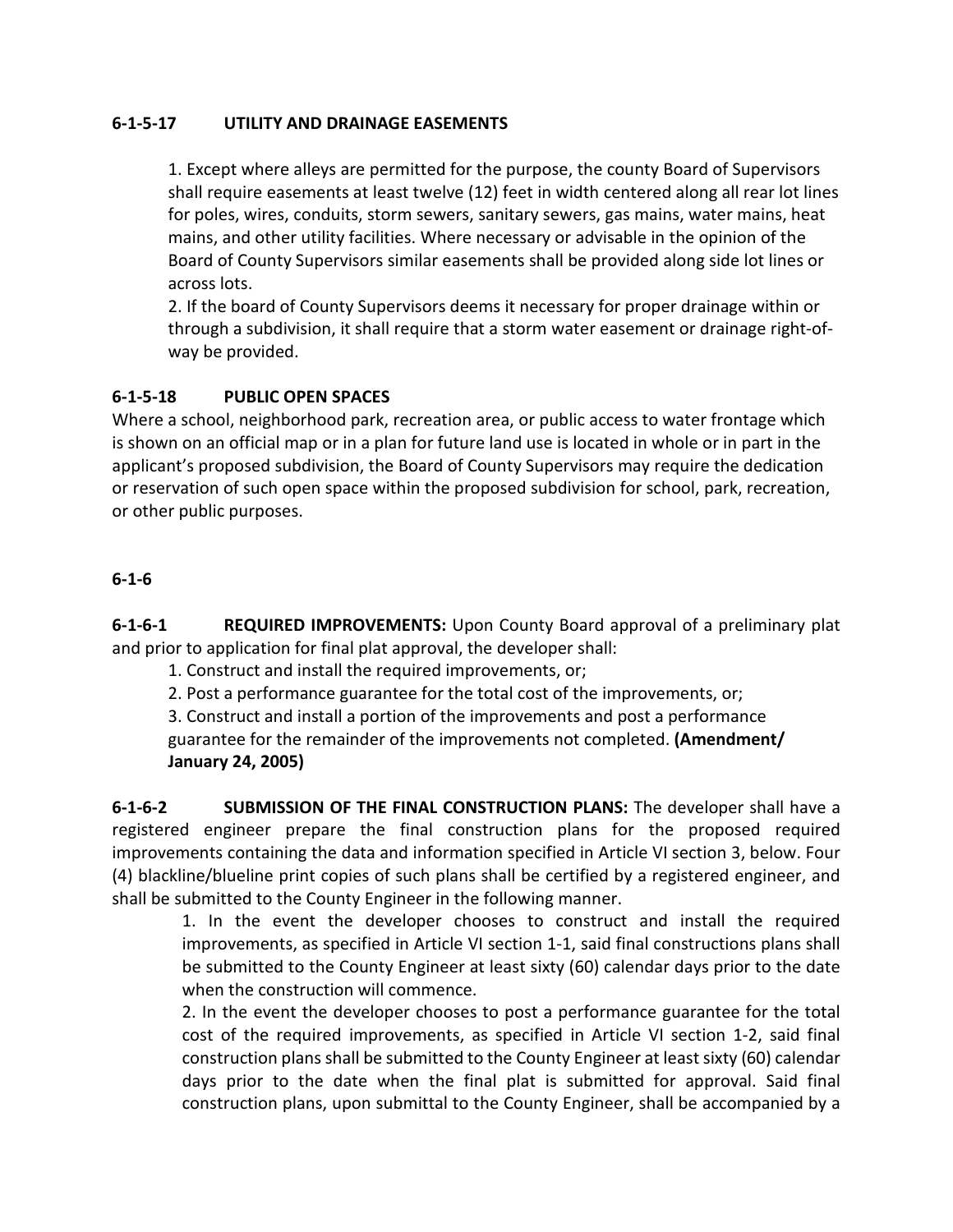**6-1-5-17 UTILITY AND DRAINAGE EASEMENTS**

1. Except where alleys are permitted for the purpose, the county Board of Supervisors shall require easements at least twelve (12) feet in width centered along all rear lot lines for poles, wires, conduits, storm sewers, sanitary sewers, gas mains, water mains, heat mains, and other utility facilities. Where necessary or advisable in the opinion of the Board of County Supervisors similar easements shall be provided along side lot lines or across lots.
2. If the board of County Supervisors deems it necessary for proper drainage within or through a subdivision, it shall require that a storm water easement or drainage right-of-way be provided.

**6-1-5-18 PUBLIC OPEN SPACES**

Where a school, neighborhood park, recreation area, or public access to water frontage which is shown on an official map or in a plan for future land use is located in whole or in part in the applicant's proposed subdivision, the Board of County Supervisors may require the dedication or reservation of such open space within the proposed subdivision for school, park, recreation, or other public purposes.

**6-1-6**

**6-1-6-1 REQUIRED IMPROVEMENTS:** Upon County Board approval of a preliminary plat and prior to application for final plat approval, the developer shall:

1. Construct and install the required improvements, or;
2. Post a performance guarantee for the total cost of the improvements, or;
3. Construct and install a portion of the improvements and post a performance guarantee for the remainder of the improvements not completed. **(Amendment/ January 24, 2005)**

**6-1-6-2 SUBMISSION OF THE FINAL CONSTRUCTION PLANS:** The developer shall have a registered engineer prepare the final construction plans for the proposed required improvements containing the data and information specified in Article VI section 3, below. Four (4) blackline/blueline print copies of such plans shall be certified by a registered engineer, and shall be submitted to the County Engineer in the following manner.

1. In the event the developer chooses to construct and install the required improvements, as specified in Article VI section 1-1, said final constructions plans shall be submitted to the County Engineer at least sixty (60) calendar days prior to the date when the construction will commence.
2. In the event the developer chooses to post a performance guarantee for the total cost of the required improvements, as specified in Article VI section 1-2, said final construction plans shall be submitted to the County Engineer at least sixty (60) calendar days prior to the date when the final plat is submitted for approval. Said final construction plans, upon submittal to the County Engineer, shall be accompanied by a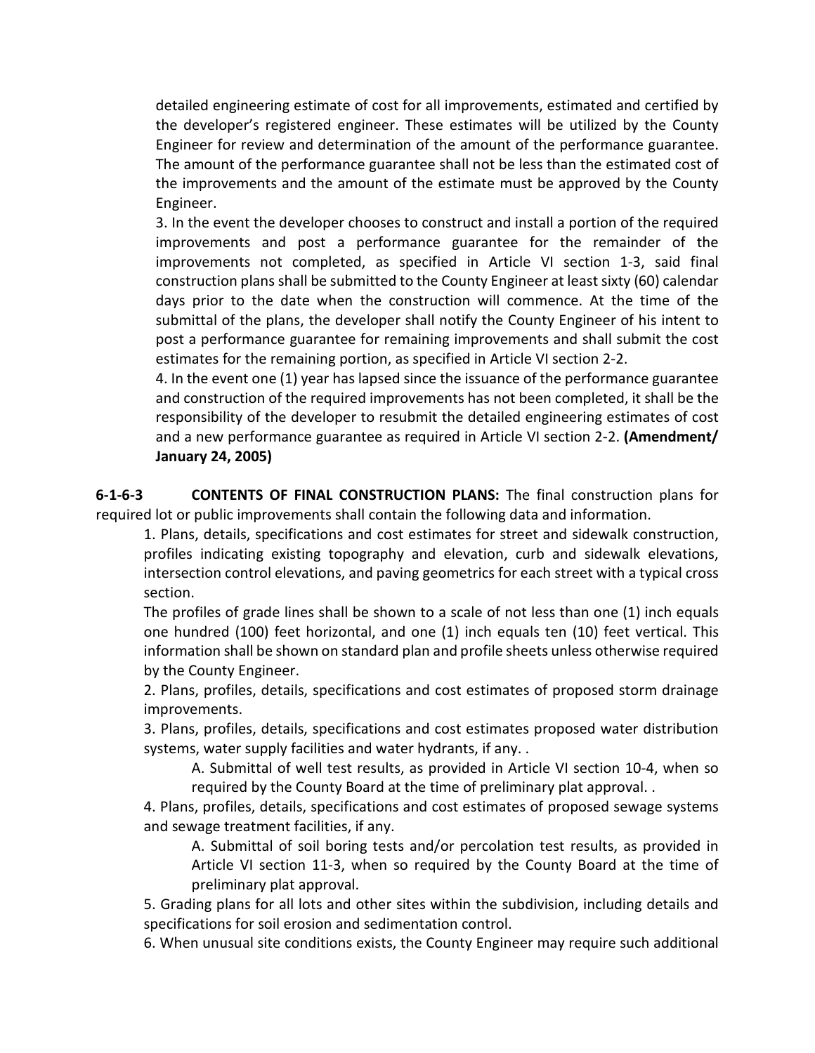detailed engineering estimate of cost for all improvements, estimated and certified by the developer's registered engineer. These estimates will be utilized by the County Engineer for review and determination of the amount of the performance guarantee. The amount of the performance guarantee shall not be less than the estimated cost of the improvements and the amount of the estimate must be approved by the County Engineer.

3. In the event the developer chooses to construct and install a portion of the required improvements and post a performance guarantee for the remainder of the improvements not completed, as specified in Article VI section 1-3, said final construction plans shall be submitted to the County Engineer at least sixty (60) calendar days prior to the date when the construction will commence. At the time of the submittal of the plans, the developer shall notify the County Engineer of his intent to post a performance guarantee for remaining improvements and shall submit the cost estimates for the remaining portion, as specified in Article VI section 2-2.

4. In the event one (1) year has lapsed since the issuance of the performance guarantee and construction of the required improvements has not been completed, it shall be the responsibility of the developer to resubmit the detailed engineering estimates of cost and a new performance guarantee as required in Article VI section 2-2. **(Amendment/ January 24, 2005)**

**6-1-6-3 CONTENTS OF FINAL CONSTRUCTION PLANS:** The final construction plans for required lot or public improvements shall contain the following data and information.

1. Plans, details, specifications and cost estimates for street and sidewalk construction, profiles indicating existing topography and elevation, curb and sidewalk elevations, intersection control elevations, and paving geometrics for each street with a typical cross section.

   The profiles of grade lines shall be shown to a scale of not less than one (1) inch equals one hundred (100) feet horizontal, and one (1) inch equals ten (10) feet vertical. This information shall be shown on standard plan and profile sheets unless otherwise required by the County Engineer.

2. Plans, profiles, details, specifications and cost estimates of proposed storm drainage improvements.

3. Plans, profiles, details, specifications and cost estimates proposed water distribution systems, water supply facilities and water hydrants, if any. .

   A. Submittal of well test results, as provided in Article VI section 10-4, when so required by the County Board at the time of preliminary plat approval. .

4. Plans, profiles, details, specifications and cost estimates of proposed sewage systems and sewage treatment facilities, if any.

   A. Submittal of soil boring tests and/or percolation test results, as provided in Article VI section 11-3, when so required by the County Board at the time of preliminary plat approval.

5. Grading plans for all lots and other sites within the subdivision, including details and specifications for soil erosion and sedimentation control.

6. When unusual site conditions exists, the County Engineer may require such additional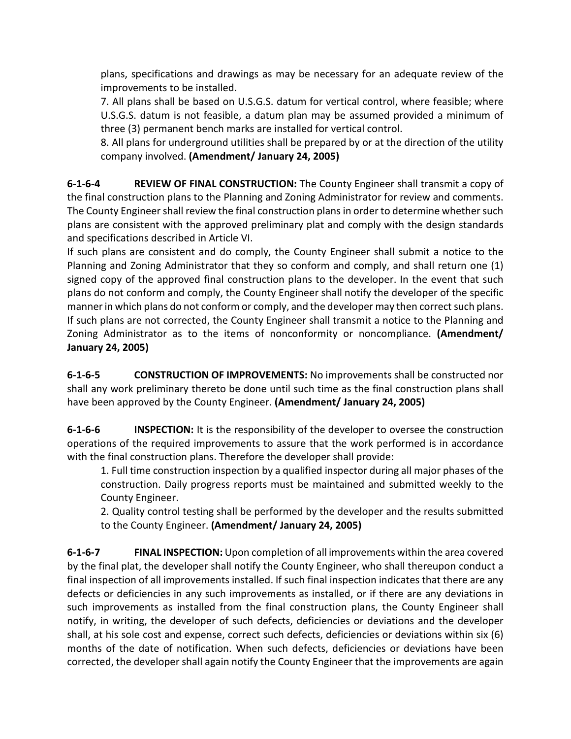plans, specifications and drawings as may be necessary for an adequate review of the improvements to be installed.

7. All plans shall be based on U.S.G.S. datum for vertical control, where feasible; where U.S.G.S. datum is not feasible, a datum plan may be assumed provided a minimum of three (3) permanent bench marks are installed for vertical control.

8. All plans for underground utilities shall be prepared by or at the direction of the utility company involved. **(Amendment/ January 24, 2005)**

**6-1-6-4 REVIEW OF FINAL CONSTRUCTION:** The County Engineer shall transmit a copy of the final construction plans to the Planning and Zoning Administrator for review and comments. The County Engineer shall review the final construction plans in order to determine whether such plans are consistent with the approved preliminary plat and comply with the design standards and specifications described in Article VI.

If such plans are consistent and do comply, the County Engineer shall submit a notice to the Planning and Zoning Administrator that they so conform and comply, and shall return one (1) signed copy of the approved final construction plans to the developer. In the event that such plans do not conform and comply, the County Engineer shall notify the developer of the specific manner in which plans do not conform or comply, and the developer may then correct such plans. If such plans are not corrected, the County Engineer shall transmit a notice to the Planning and Zoning Administrator as to the items of nonconformity or noncompliance. **(Amendment/ January 24, 2005)**

**6-1-6-5 CONSTRUCTION OF IMPROVEMENTS:** No improvements shall be constructed nor shall any work preliminary thereto be done until such time as the final construction plans shall have been approved by the County Engineer. **(Amendment/ January 24, 2005)**

**6-1-6-6 INSPECTION:** It is the responsibility of the developer to oversee the construction operations of the required improvements to assure that the work performed is in accordance with the final construction plans. Therefore the developer shall provide:

1. Full time construction inspection by a qualified inspector during all major phases of the construction. Daily progress reports must be maintained and submitted weekly to the County Engineer.

2. Quality control testing shall be performed by the developer and the results submitted to the County Engineer. **(Amendment/ January 24, 2005)**

**6-1-6-7 FINAL INSPECTION:** Upon completion of all improvements within the area covered by the final plat, the developer shall notify the County Engineer, who shall thereupon conduct a final inspection of all improvements installed. If such final inspection indicates that there are any defects or deficiencies in any such improvements as installed, or if there are any deviations in such improvements as installed from the final construction plans, the County Engineer shall notify, in writing, the developer of such defects, deficiencies or deviations and the developer shall, at his sole cost and expense, correct such defects, deficiencies or deviations within six (6) months of the date of notification. When such defects, deficiencies or deviations have been corrected, the developer shall again notify the County Engineer that the improvements are again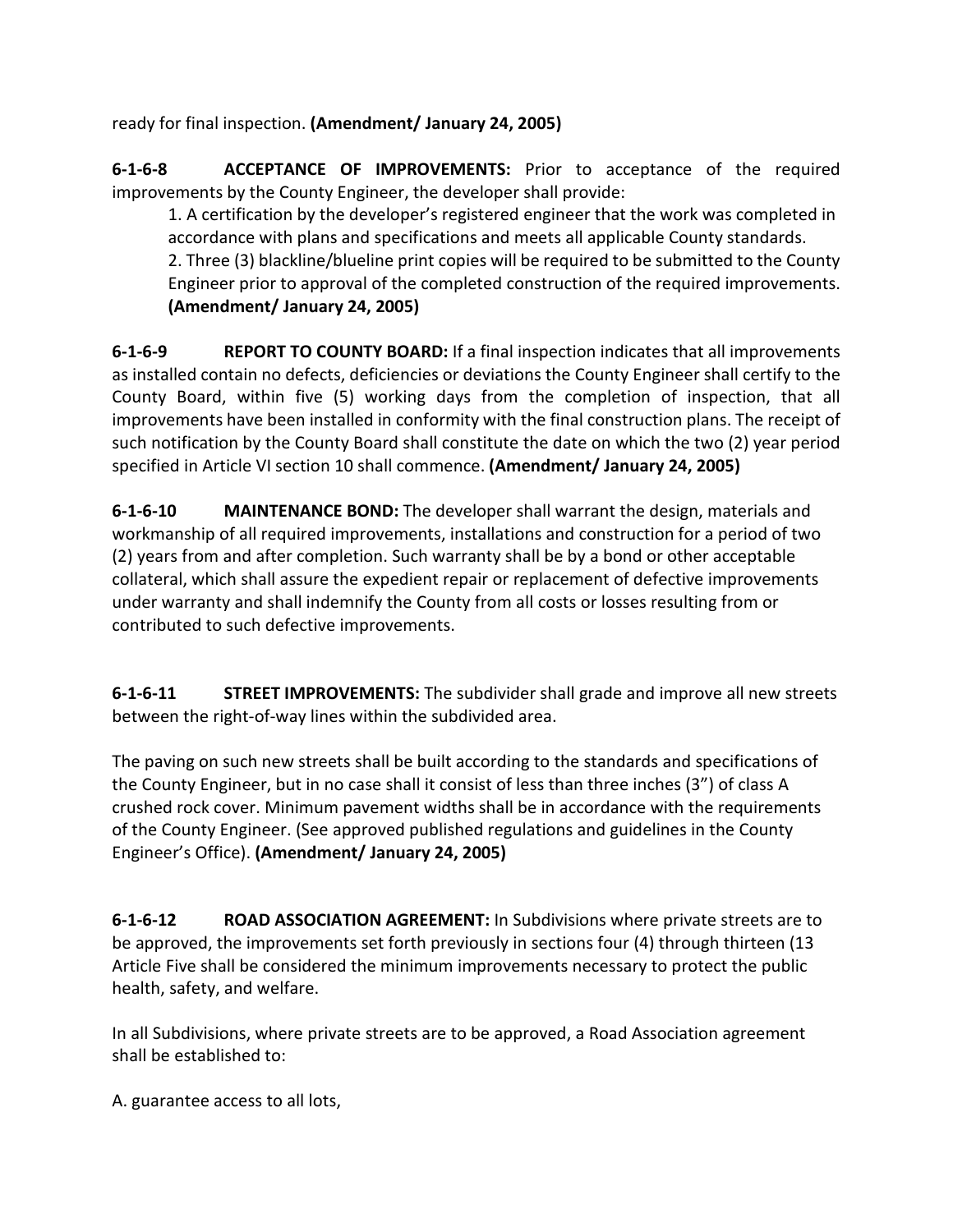ready for final inspection. **(Amendment/ January 24, 2005)**

**6-1-6-8 ACCEPTANCE OF IMPROVEMENTS:** Prior to acceptance of the required improvements by the County Engineer, the developer shall provide:

1. A certification by the developer's registered engineer that the work was completed in accordance with plans and specifications and meets all applicable County standards.
2. Three (3) blackline/blueline print copies will be required to be submitted to the County Engineer prior to approval of the completed construction of the required improvements. **(Amendment/ January 24, 2005)**

**6-1-6-9 REPORT TO COUNTY BOARD:** If a final inspection indicates that all improvements as installed contain no defects, deficiencies or deviations the County Engineer shall certify to the County Board, within five (5) working days from the completion of inspection, that all improvements have been installed in conformity with the final construction plans. The receipt of such notification by the County Board shall constitute the date on which the two (2) year period specified in Article VI section 10 shall commence. **(Amendment/ January 24, 2005)**

**6-1-6-10 MAINTENANCE BOND:** The developer shall warrant the design, materials and workmanship of all required improvements, installations and construction for a period of two (2) years from and after completion. Such warranty shall be by a bond or other acceptable collateral, which shall assure the expedient repair or replacement of defective improvements under warranty and shall indemnify the County from all costs or losses resulting from or contributed to such defective improvements.

**6-1-6-11 STREET IMPROVEMENTS:** The subdivider shall grade and improve all new streets between the right-of-way lines within the subdivided area.

The paving on such new streets shall be built according to the standards and specifications of the County Engineer, but in no case shall it consist of less than three inches (3") of class A crushed rock cover. Minimum pavement widths shall be in accordance with the requirements of the County Engineer. (See approved published regulations and guidelines in the County Engineer's Office). **(Amendment/ January 24, 2005)**

**6-1-6-12 ROAD ASSOCIATION AGREEMENT:** In Subdivisions where private streets are to be approved, the improvements set forth previously in sections four (4) through thirteen (13 Article Five shall be considered the minimum improvements necessary to protect the public health, safety, and welfare.

In all Subdivisions, where private streets are to be approved, a Road Association agreement shall be established to:

A. guarantee access to all lots,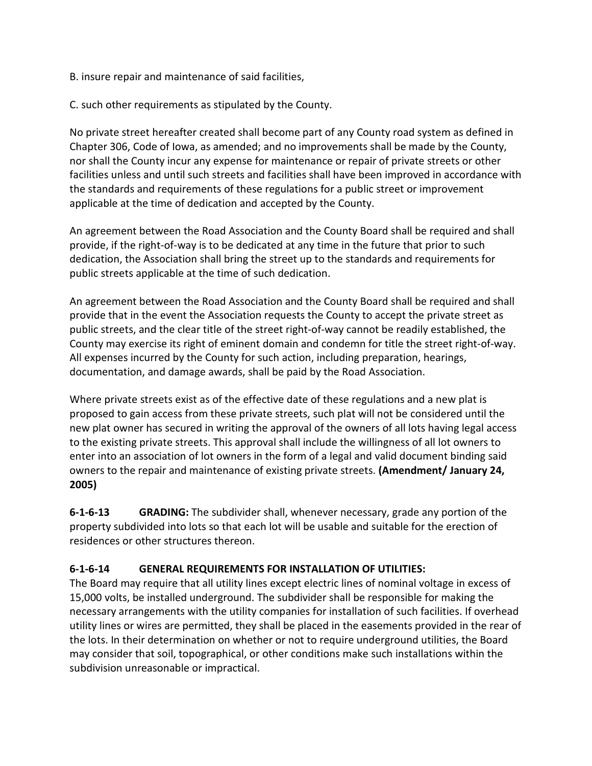B. insure repair and maintenance of said facilities,

C. such other requirements as stipulated by the County.

No private street hereafter created shall become part of any County road system as defined in Chapter 306, Code of Iowa, as amended; and no improvements shall be made by the County, nor shall the County incur any expense for maintenance or repair of private streets or other facilities unless and until such streets and facilities shall have been improved in accordance with the standards and requirements of these regulations for a public street or improvement applicable at the time of dedication and accepted by the County.

An agreement between the Road Association and the County Board shall be required and shall provide, if the right-of-way is to be dedicated at any time in the future that prior to such dedication, the Association shall bring the street up to the standards and requirements for public streets applicable at the time of such dedication.

An agreement between the Road Association and the County Board shall be required and shall provide that in the event the Association requests the County to accept the private street as public streets, and the clear title of the street right-of-way cannot be readily established, the County may exercise its right of eminent domain and condemn for title the street right-of-way. All expenses incurred by the County for such action, including preparation, hearings, documentation, and damage awards, shall be paid by the Road Association.

Where private streets exist as of the effective date of these regulations and a new plat is proposed to gain access from these private streets, such plat will not be considered until the new plat owner has secured in writing the approval of the owners of all lots having legal access to the existing private streets. This approval shall include the willingness of all lot owners to enter into an association of lot owners in the form of a legal and valid document binding said owners to the repair and maintenance of existing private streets. **(Amendment/ January 24, 2005)**

**6-1-6-13 GRADING:** The subdivider shall, whenever necessary, grade any portion of the property subdivided into lots so that each lot will be usable and suitable for the erection of residences or other structures thereon.

**6-1-6-14 GENERAL REQUIREMENTS FOR INSTALLATION OF UTILITIES:**
The Board may require that all utility lines except electric lines of nominal voltage in excess of 15,000 volts, be installed underground. The subdivider shall be responsible for making the necessary arrangements with the utility companies for installation of such facilities. If overhead utility lines or wires are permitted, they shall be placed in the easements provided in the rear of the lots. In their determination on whether or not to require underground utilities, the Board may consider that soil, topographical, or other conditions make such installations within the subdivision unreasonable or impractical.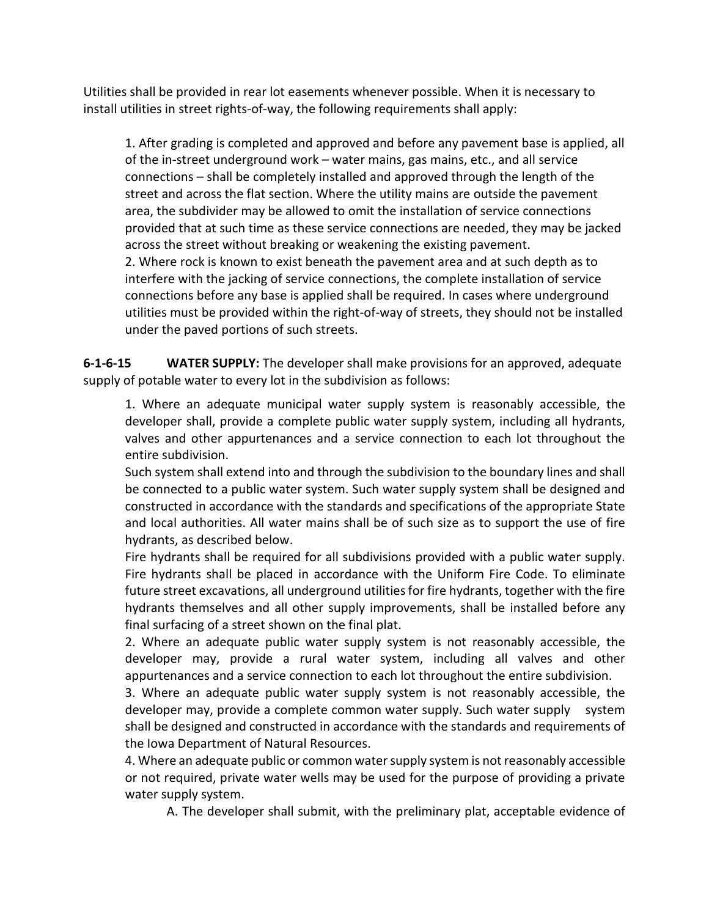Utilities shall be provided in rear lot easements whenever possible. When it is necessary to install utilities in street rights-of-way, the following requirements shall apply:

1. After grading is completed and approved and before any pavement base is applied, all of the in-street underground work – water mains, gas mains, etc., and all service connections – shall be completely installed and approved through the length of the street and across the flat section. Where the utility mains are outside the pavement area, the subdivider may be allowed to omit the installation of service connections provided that at such time as these service connections are needed, they may be jacked across the street without breaking or weakening the existing pavement.
2. Where rock is known to exist beneath the pavement area and at such depth as to interfere with the jacking of service connections, the complete installation of service connections before any base is applied shall be required. In cases where underground utilities must be provided within the right-of-way of streets, they should not be installed under the paved portions of such streets.

**6-1-6-15 WATER SUPPLY:** The developer shall make provisions for an approved, adequate supply of potable water to every lot in the subdivision as follows:

1. Where an adequate municipal water supply system is reasonably accessible, the developer shall, provide a complete public water supply system, including all hydrants, valves and other appurtenances and a service connection to each lot throughout the entire subdivision.
Such system shall extend into and through the subdivision to the boundary lines and shall be connected to a public water system. Such water supply system shall be designed and constructed in accordance with the standards and specifications of the appropriate State and local authorities. All water mains shall be of such size as to support the use of fire hydrants, as described below.
Fire hydrants shall be required for all subdivisions provided with a public water supply. Fire hydrants shall be placed in accordance with the Uniform Fire Code. To eliminate future street excavations, all underground utilities for fire hydrants, together with the fire hydrants themselves and all other supply improvements, shall be installed before any final surfacing of a street shown on the final plat.
2. Where an adequate public water supply system is not reasonably accessible, the developer may, provide a rural water system, including all valves and other appurtenances and a service connection to each lot throughout the entire subdivision.
3. Where an adequate public water supply system is not reasonably accessible, the developer may, provide a complete common water supply. Such water supply system shall be designed and constructed in accordance with the standards and requirements of the Iowa Department of Natural Resources.
4. Where an adequate public or common water supply system is not reasonably accessible or not required, private water wells may be used for the purpose of providing a private water supply system.
    A. The developer shall submit, with the preliminary plat, acceptable evidence of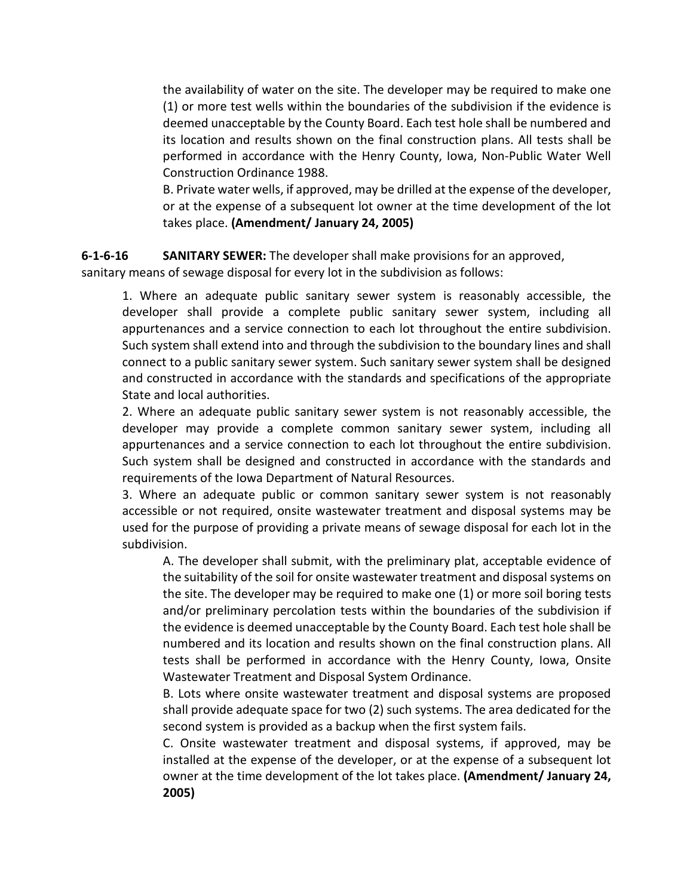the availability of water on the site. The developer may be required to make one (1) or more test wells within the boundaries of the subdivision if the evidence is deemed unacceptable by the County Board. Each test hole shall be numbered and its location and results shown on the final construction plans. All tests shall be performed in accordance with the Henry County, Iowa, Non-Public Water Well Construction Ordinance 1988.

B. Private water wells, if approved, may be drilled at the expense of the developer, or at the expense of a subsequent lot owner at the time development of the lot takes place. **(Amendment/ January 24, 2005)**

**6-1-6-16 SANITARY SEWER:** The developer shall make provisions for an approved, sanitary means of sewage disposal for every lot in the subdivision as follows:

1. Where an adequate public sanitary sewer system is reasonably accessible, the developer shall provide a complete public sanitary sewer system, including all appurtenances and a service connection to each lot throughout the entire subdivision. Such system shall extend into and through the subdivision to the boundary lines and shall connect to a public sanitary sewer system. Such sanitary sewer system shall be designed and constructed in accordance with the standards and specifications of the appropriate State and local authorities.

2. Where an adequate public sanitary sewer system is not reasonably accessible, the developer may provide a complete common sanitary sewer system, including all appurtenances and a service connection to each lot throughout the entire subdivision. Such system shall be designed and constructed in accordance with the standards and requirements of the Iowa Department of Natural Resources.

3. Where an adequate public or common sanitary sewer system is not reasonably accessible or not required, onsite wastewater treatment and disposal systems may be used for the purpose of providing a private means of sewage disposal for each lot in the subdivision.

A. The developer shall submit, with the preliminary plat, acceptable evidence of the suitability of the soil for onsite wastewater treatment and disposal systems on the site. The developer may be required to make one (1) or more soil boring tests and/or preliminary percolation tests within the boundaries of the subdivision if the evidence is deemed unacceptable by the County Board. Each test hole shall be numbered and its location and results shown on the final construction plans. All tests shall be performed in accordance with the Henry County, Iowa, Onsite Wastewater Treatment and Disposal System Ordinance.

B. Lots where onsite wastewater treatment and disposal systems are proposed shall provide adequate space for two (2) such systems. The area dedicated for the second system is provided as a backup when the first system fails.

C. Onsite wastewater treatment and disposal systems, if approved, may be installed at the expense of the developer, or at the expense of a subsequent lot owner at the time development of the lot takes place. **(Amendment/ January 24, 2005)**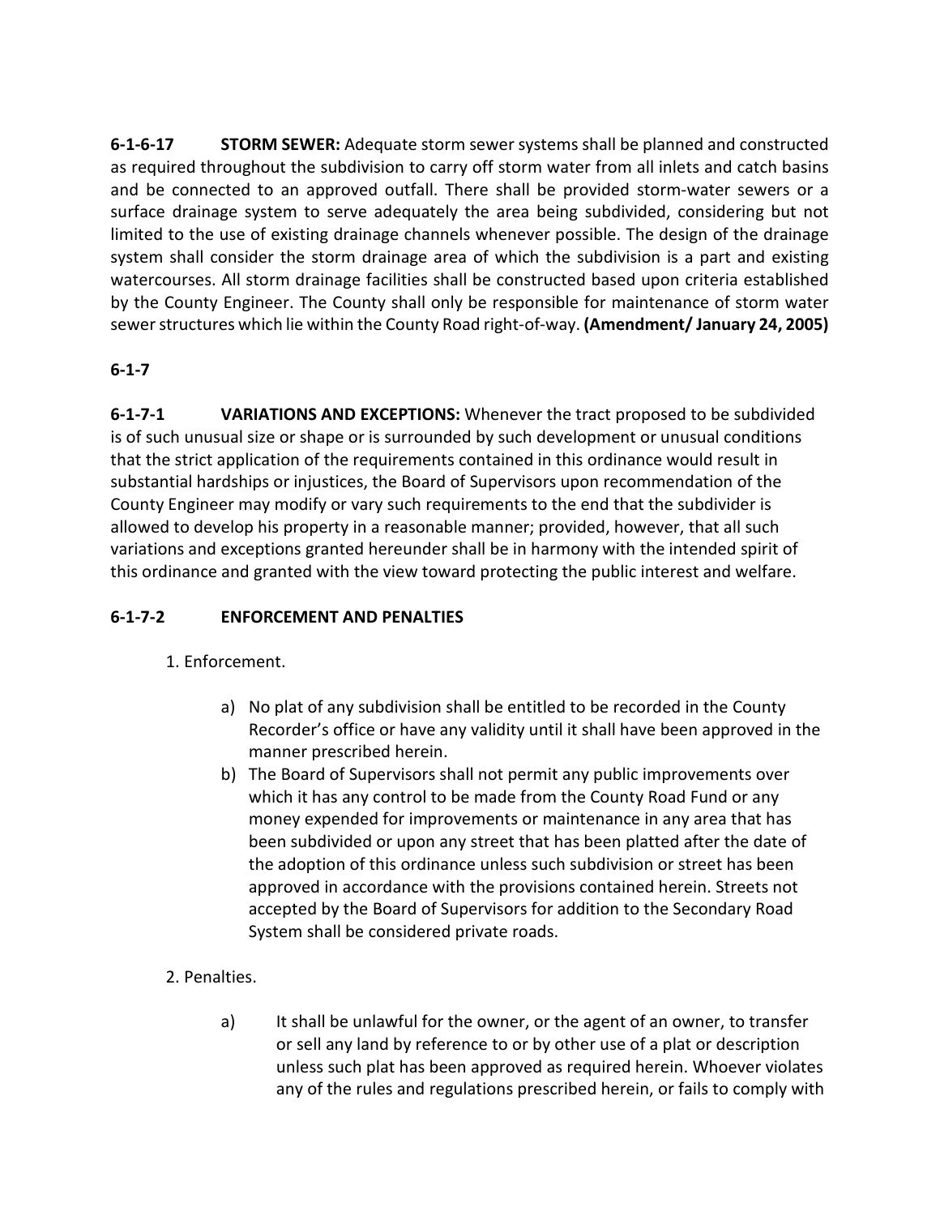**6-1-6-17 STORM SEWER:** Adequate storm sewer systems shall be planned and constructed as required throughout the subdivision to carry off storm water from all inlets and catch basins and be connected to an approved outfall. There shall be provided storm-water sewers or a surface drainage system to serve adequately the area being subdivided, considering but not limited to the use of existing drainage channels whenever possible. The design of the drainage system shall consider the storm drainage area of which the subdivision is a part and existing watercourses. All storm drainage facilities shall be constructed based upon criteria established by the County Engineer. The County shall only be responsible for maintenance of storm water sewer structures which lie within the County Road right-of-way. **(Amendment/ January 24, 2005)**

**6-1-7**

**6-1-7-1 VARIATIONS AND EXCEPTIONS:** Whenever the tract proposed to be subdivided is of such unusual size or shape or is surrounded by such development or unusual conditions that the strict application of the requirements contained in this ordinance would result in substantial hardships or injustices, the Board of Supervisors upon recommendation of the County Engineer may modify or vary such requirements to the end that the subdivider is allowed to develop his property in a reasonable manner; provided, however, that all such variations and exceptions granted hereunder shall be in harmony with the intended spirit of this ordinance and granted with the view toward protecting the public interest and welfare.

**6-1-7-2 ENFORCEMENT AND PENALTIES**

1. Enforcement.

    a) No plat of any subdivision shall be entitled to be recorded in the County Recorder's office or have any validity until it shall have been approved in the manner prescribed herein.

    b) The Board of Supervisors shall not permit any public improvements over which it has any control to be made from the County Road Fund or any money expended for improvements or maintenance in any area that has been subdivided or upon any street that has been platted after the date of the adoption of this ordinance unless such subdivision or street has been approved in accordance with the provisions contained herein. Streets not accepted by the Board of Supervisors for addition to the Secondary Road System shall be considered private roads.

2. Penalties.

    a) It shall be unlawful for the owner, or the agent of an owner, to transfer or sell any land by reference to or by other use of a plat or description unless such plat has been approved as required herein. Whoever violates any of the rules and regulations prescribed herein, or fails to comply with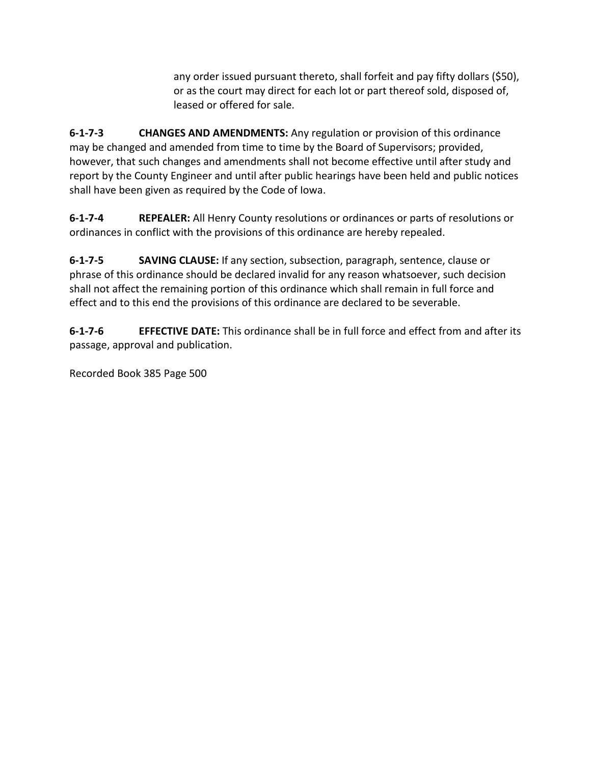any order issued pursuant thereto, shall forfeit and pay fifty dollars ($50), or as the court may direct for each lot or part thereof sold, disposed of, leased or offered for sale.

**6-1-7-3 CHANGES AND AMENDMENTS:** Any regulation or provision of this ordinance may be changed and amended from time to time by the Board of Supervisors; provided, however, that such changes and amendments shall not become effective until after study and report by the County Engineer and until after public hearings have been held and public notices shall have been given as required by the Code of Iowa.

**6-1-7-4 REPEALER:** All Henry County resolutions or ordinances or parts of resolutions or ordinances in conflict with the provisions of this ordinance are hereby repealed.

**6-1-7-5 SAVING CLAUSE:** If any section, subsection, paragraph, sentence, clause or phrase of this ordinance should be declared invalid for any reason whatsoever, such decision shall not affect the remaining portion of this ordinance which shall remain in full force and effect and to this end the provisions of this ordinance are declared to be severable.

**6-1-7-6 EFFECTIVE DATE:** This ordinance shall be in full force and effect from and after its passage, approval and publication.

Recorded Book 385 Page 500